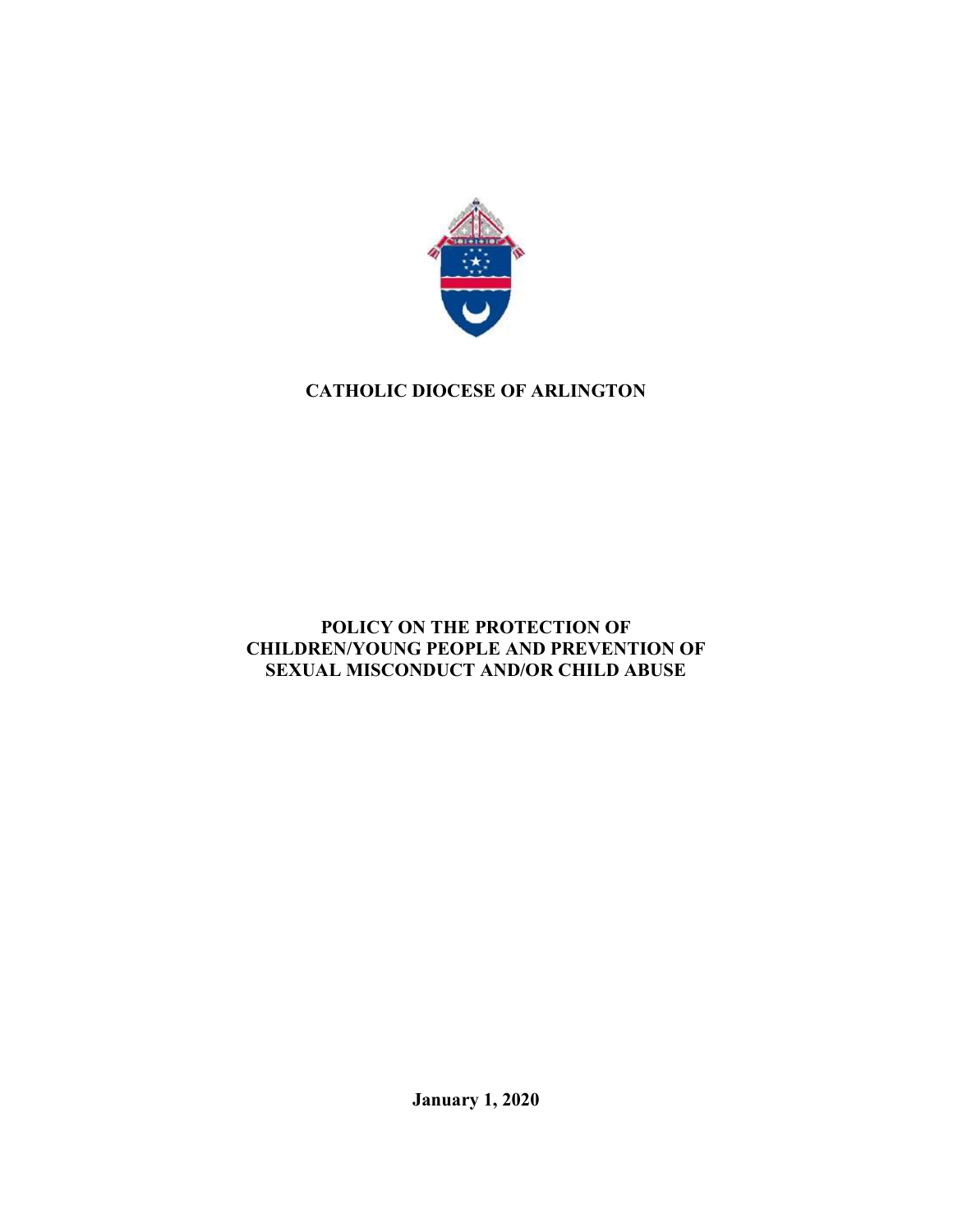# CATHOLIC DIOCESE OF ARLINGTON

## POLICY ON THE PROTECTION OF CHILDREN/YOUNG PEOPLE AND PREVENTION OF SEXUAL MISCONDUCT AND/OR CHILD ABUSE

**January 1, 2020**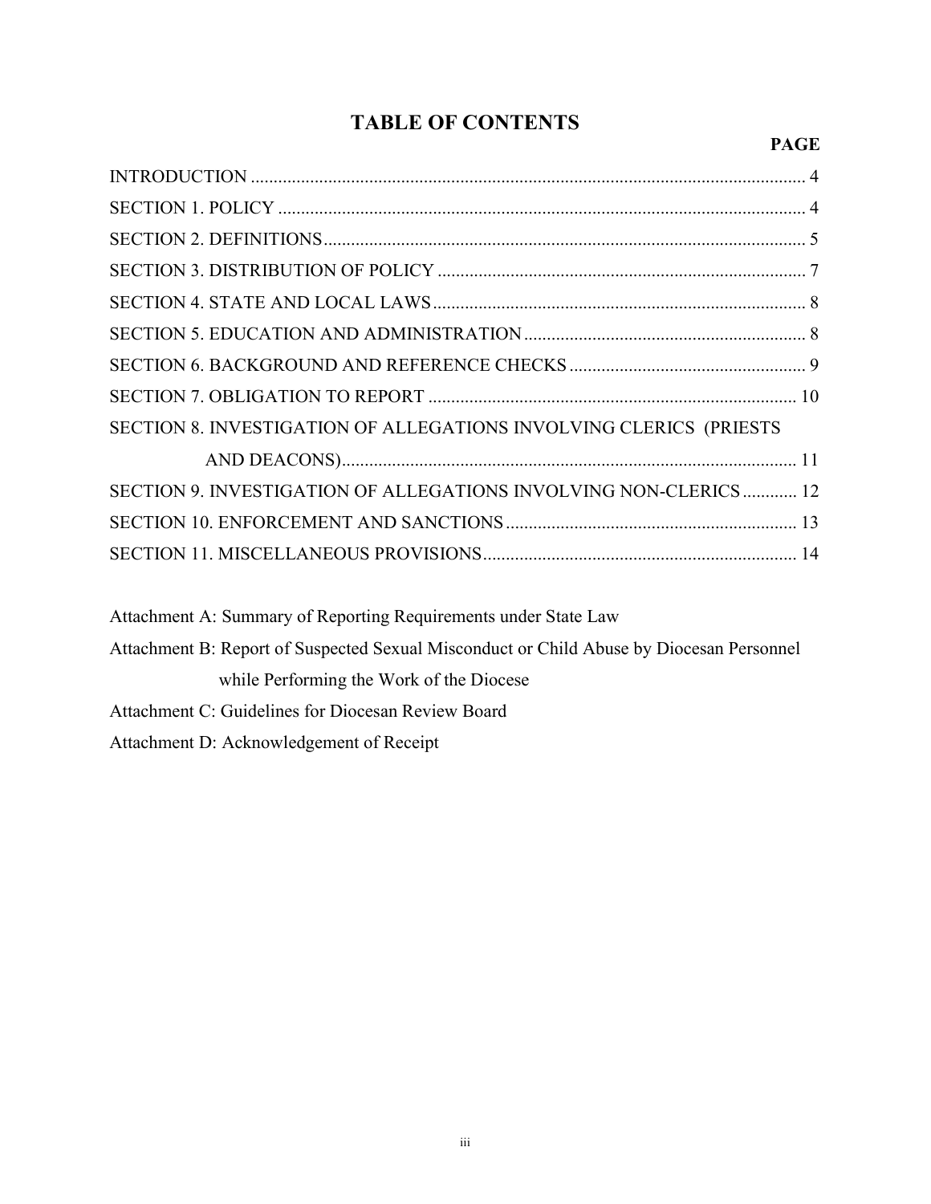# TABLE OF CONTENTS

| | PAGE |
|---|---|
| INTRODUCTION | 4 |
| SECTION 1. POLICY | 4 |
| SECTION 2. DEFINITIONS | 5 |
| SECTION 3. DISTRIBUTION OF POLICY | 7 |
| SECTION 4. STATE AND LOCAL LAWS | 8 |
| SECTION 5. EDUCATION AND ADMINISTRATION | 8 |
| SECTION 6. BACKGROUND AND REFERENCE CHECKS | 9 |
| SECTION 7. OBLIGATION TO REPORT | 10 |
| SECTION 8. INVESTIGATION OF ALLEGATIONS INVOLVING CLERICS (PRIESTS AND DEACONS) | 11 |
| SECTION 9. INVESTIGATION OF ALLEGATIONS INVOLVING NON-CLERICS | 12 |
| SECTION 10. ENFORCEMENT AND SANCTIONS | 13 |
| SECTION 11. MISCELLANEOUS PROVISIONS | 14 |

Attachment A: Summary of Reporting Requirements under State Law

Attachment B: Report of Suspected Sexual Misconduct or Child Abuse by Diocesan Personnel while Performing the Work of the Diocese

Attachment C: Guidelines for Diocesan Review Board

Attachment D: Acknowledgement of Receipt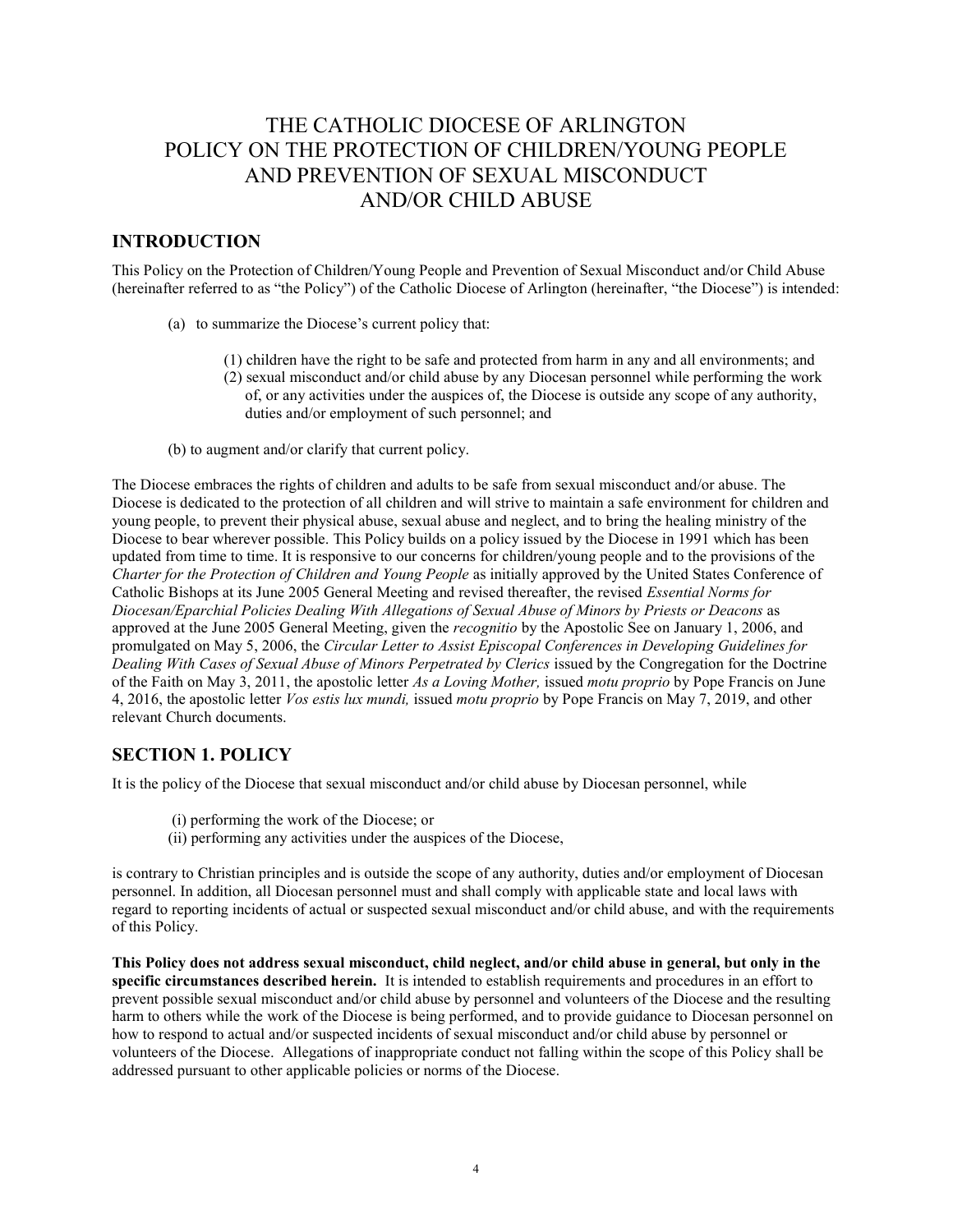# THE CATHOLIC DIOCESE OF ARLINGTON POLICY ON THE PROTECTION OF CHILDREN/YOUNG PEOPLE AND PREVENTION OF SEXUAL MISCONDUCT AND/OR CHILD ABUSE

## INTRODUCTION

This Policy on the Protection of Children/Young People and Prevention of Sexual Misconduct and/or Child Abuse (hereinafter referred to as "the Policy") of the Catholic Diocese of Arlington (hereinafter, "the Diocese") is intended:

(a) to summarize the Diocese's current policy that:

(1) children have the right to be safe and protected from harm in any and all environments; and
(2) sexual misconduct and/or child abuse by any Diocesan personnel while performing the work of, or any activities under the auspices of, the Diocese is outside any scope of any authority, duties and/or employment of such personnel; and

(b) to augment and/or clarify that current policy.

The Diocese embraces the rights of children and adults to be safe from sexual misconduct and/or abuse. The Diocese is dedicated to the protection of all children and will strive to maintain a safe environment for children and young people, to prevent their physical abuse, sexual abuse and neglect, and to bring the healing ministry of the Diocese to bear wherever possible. This Policy builds on a policy issued by the Diocese in 1991 which has been updated from time to time. It is responsive to our concerns for children/young people and to the provisions of the *Charter for the Protection of Children and Young People* as initially approved by the United States Conference of Catholic Bishops at its June 2005 General Meeting and revised thereafter, the revised *Essential Norms for Diocesan/Eparchial Policies Dealing With Allegations of Sexual Abuse of Minors by Priests or Deacons* as approved at the June 2005 General Meeting, given the *recognitio* by the Apostolic See on January 1, 2006, and promulgated on May 5, 2006, the *Circular Letter to Assist Episcopal Conferences in Developing Guidelines for Dealing With Cases of Sexual Abuse of Minors Perpetrated by Clerics* issued by the Congregation for the Doctrine of the Faith on May 3, 2011, the apostolic letter *As a Loving Mother,* issued *motu proprio* by Pope Francis on June 4, 2016, the apostolic letter *Vos estis lux mundi,* issued *motu proprio* by Pope Francis on May 7, 2019, and other relevant Church documents.

## SECTION 1. POLICY

It is the policy of the Diocese that sexual misconduct and/or child abuse by Diocesan personnel, while

(i) performing the work of the Diocese; or
(ii) performing any activities under the auspices of the Diocese,

is contrary to Christian principles and is outside the scope of any authority, duties and/or employment of Diocesan personnel. In addition, all Diocesan personnel must and shall comply with applicable state and local laws with regard to reporting incidents of actual or suspected sexual misconduct and/or child abuse, and with the requirements of this Policy.

**This Policy does not address sexual misconduct, child neglect, and/or child abuse in general, but only in the specific circumstances described herein.** It is intended to establish requirements and procedures in an effort to prevent possible sexual misconduct and/or child abuse by personnel and volunteers of the Diocese and the resulting harm to others while the work of the Diocese is being performed, and to provide guidance to Diocesan personnel on how to respond to actual and/or suspected incidents of sexual misconduct and/or child abuse by personnel or volunteers of the Diocese. Allegations of inappropriate conduct not falling within the scope of this Policy shall be addressed pursuant to other applicable policies or norms of the Diocese.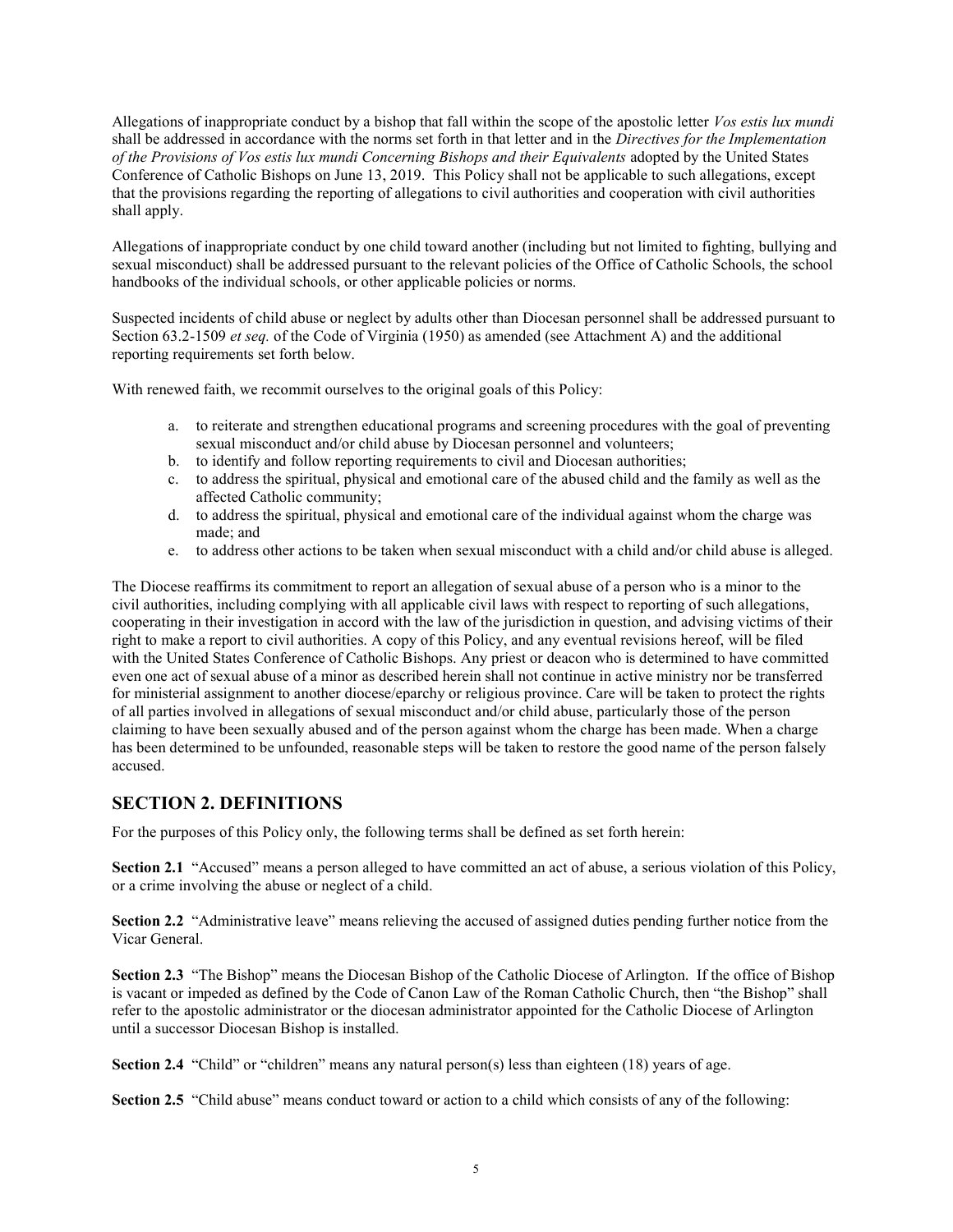Allegations of inappropriate conduct by a bishop that fall within the scope of the apostolic letter *Vos estis lux mundi* shall be addressed in accordance with the norms set forth in that letter and in the *Directives for the Implementation of the Provisions of Vos estis lux mundi Concerning Bishops and their Equivalents* adopted by the United States Conference of Catholic Bishops on June 13, 2019. This Policy shall not be applicable to such allegations, except that the provisions regarding the reporting of allegations to civil authorities and cooperation with civil authorities shall apply.

Allegations of inappropriate conduct by one child toward another (including but not limited to fighting, bullying and sexual misconduct) shall be addressed pursuant to the relevant policies of the Office of Catholic Schools, the school handbooks of the individual schools, or other applicable policies or norms.

Suspected incidents of child abuse or neglect by adults other than Diocesan personnel shall be addressed pursuant to Section 63.2-1509 *et seq.* of the Code of Virginia (1950) as amended (see Attachment A) and the additional reporting requirements set forth below.

With renewed faith, we recommit ourselves to the original goals of this Policy:

a. to reiterate and strengthen educational programs and screening procedures with the goal of preventing sexual misconduct and/or child abuse by Diocesan personnel and volunteers;
b. to identify and follow reporting requirements to civil and Diocesan authorities;
c. to address the spiritual, physical and emotional care of the abused child and the family as well as the affected Catholic community;
d. to address the spiritual, physical and emotional care of the individual against whom the charge was made; and
e. to address other actions to be taken when sexual misconduct with a child and/or child abuse is alleged.

The Diocese reaffirms its commitment to report an allegation of sexual abuse of a person who is a minor to the civil authorities, including complying with all applicable civil laws with respect to reporting of such allegations, cooperating in their investigation in accord with the law of the jurisdiction in question, and advising victims of their right to make a report to civil authorities. A copy of this Policy, and any eventual revisions hereof, will be filed with the United States Conference of Catholic Bishops. Any priest or deacon who is determined to have committed even one act of sexual abuse of a minor as described herein shall not continue in active ministry nor be transferred for ministerial assignment to another diocese/eparchy or religious province. Care will be taken to protect the rights of all parties involved in allegations of sexual misconduct and/or child abuse, particularly those of the person claiming to have been sexually abused and of the person against whom the charge has been made. When a charge has been determined to be unfounded, reasonable steps will be taken to restore the good name of the person falsely accused.

## SECTION 2. DEFINITIONS

For the purposes of this Policy only, the following terms shall be defined as set forth herein:

**Section 2.1** "Accused" means a person alleged to have committed an act of abuse, a serious violation of this Policy, or a crime involving the abuse or neglect of a child.

**Section 2.2** "Administrative leave" means relieving the accused of assigned duties pending further notice from the Vicar General.

**Section 2.3** "The Bishop" means the Diocesan Bishop of the Catholic Diocese of Arlington. If the office of Bishop is vacant or impeded as defined by the Code of Canon Law of the Roman Catholic Church, then "the Bishop" shall refer to the apostolic administrator or the diocesan administrator appointed for the Catholic Diocese of Arlington until a successor Diocesan Bishop is installed.

**Section 2.4** "Child" or "children" means any natural person(s) less than eighteen (18) years of age.

**Section 2.5** "Child abuse" means conduct toward or action to a child which consists of any of the following: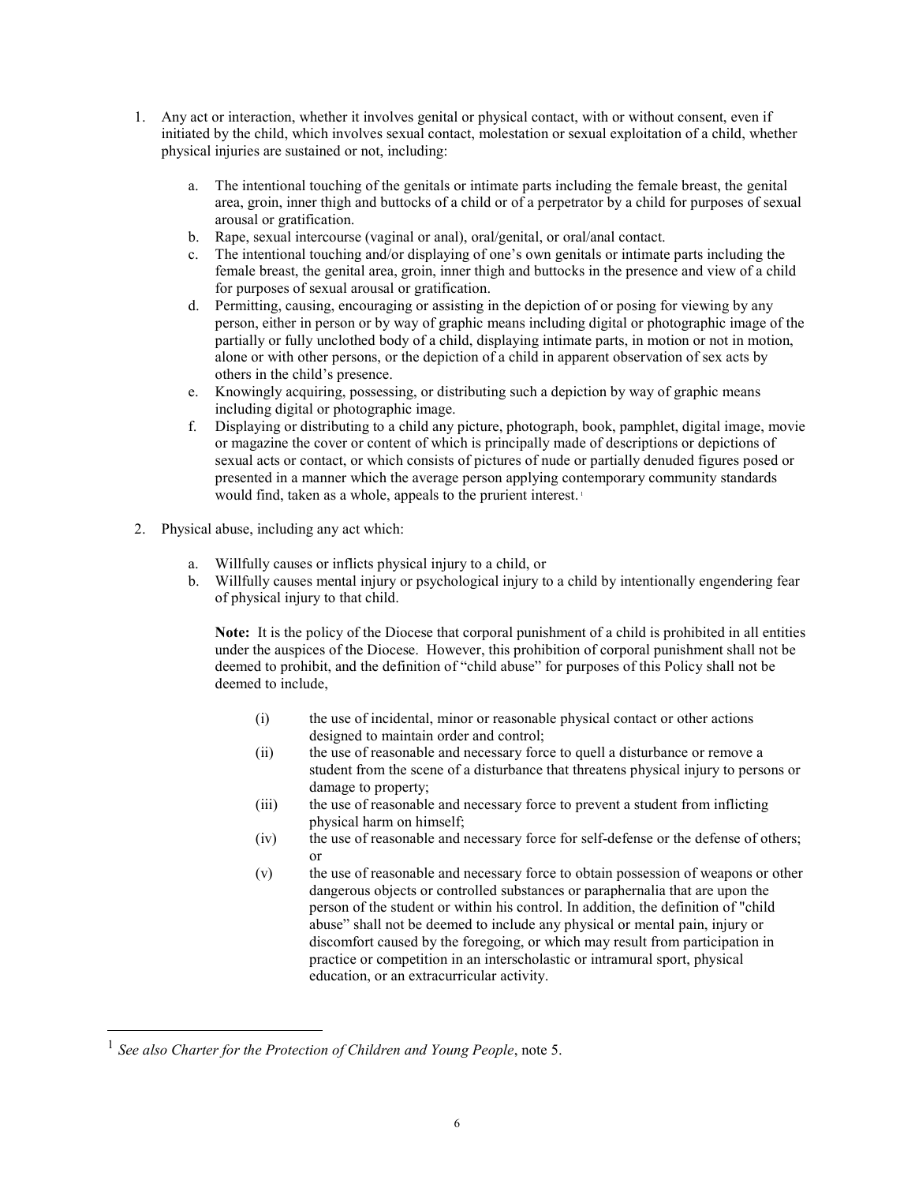1. Any act or interaction, whether it involves genital or physical contact, with or without consent, even if initiated by the child, which involves sexual contact, molestation or sexual exploitation of a child, whether physical injuries are sustained or not, including:

   a. The intentional touching of the genitals or intimate parts including the female breast, the genital area, groin, inner thigh and buttocks of a child or of a perpetrator by a child for purposes of sexual arousal or gratification.
   b. Rape, sexual intercourse (vaginal or anal), oral/genital, or oral/anal contact.
   c. The intentional touching and/or displaying of one's own genitals or intimate parts including the female breast, the genital area, groin, inner thigh and buttocks in the presence and view of a child for purposes of sexual arousal or gratification.
   d. Permitting, causing, encouraging or assisting in the depiction of or posing for viewing by any person, either in person or by way of graphic means including digital or photographic image of the partially or fully unclothed body of a child, displaying intimate parts, in motion or not in motion, alone or with other persons, or the depiction of a child in apparent observation of sex acts by others in the child's presence.
   e. Knowingly acquiring, possessing, or distributing such a depiction by way of graphic means including digital or photographic image.
   f. Displaying or distributing to a child any picture, photograph, book, pamphlet, digital image, movie or magazine the cover or content of which is principally made of descriptions or depictions of sexual acts or contact, or which consists of pictures of nude or partially denuded figures posed or presented in a manner which the average person applying contemporary community standards would find, taken as a whole, appeals to the prurient interest.[1]

2. Physical abuse, including any act which:

   a. Willfully causes or inflicts physical injury to a child, or
   b. Willfully causes mental injury or psychological injury to a child by intentionally engendering fear of physical injury to that child.

   **Note:** It is the policy of the Diocese that corporal punishment of a child is prohibited in all entities under the auspices of the Diocese. However, this prohibition of corporal punishment shall not be deemed to prohibit, and the definition of "child abuse" for purposes of this Policy shall not be deemed to include,

   (i) the use of incidental, minor or reasonable physical contact or other actions designed to maintain order and control;

   (ii) the use of reasonable and necessary force to quell a disturbance or remove a student from the scene of a disturbance that threatens physical injury to persons or damage to property;

   (iii) the use of reasonable and necessary force to prevent a student from inflicting physical harm on himself;

   (iv) the use of reasonable and necessary force for self-defense or the defense of others; or

   (v) the use of reasonable and necessary force to obtain possession of weapons or other dangerous objects or controlled substances or paraphernalia that are upon the person of the student or within his control. In addition, the definition of "child abuse" shall not be deemed to include any physical or mental pain, injury or discomfort caused by the foregoing, or which may result from participation in practice or competition in an interscholastic or intramural sport, physical education, or an extracurricular activity.

---

[1] *See also Charter for the Protection of Children and Young People*, note 5.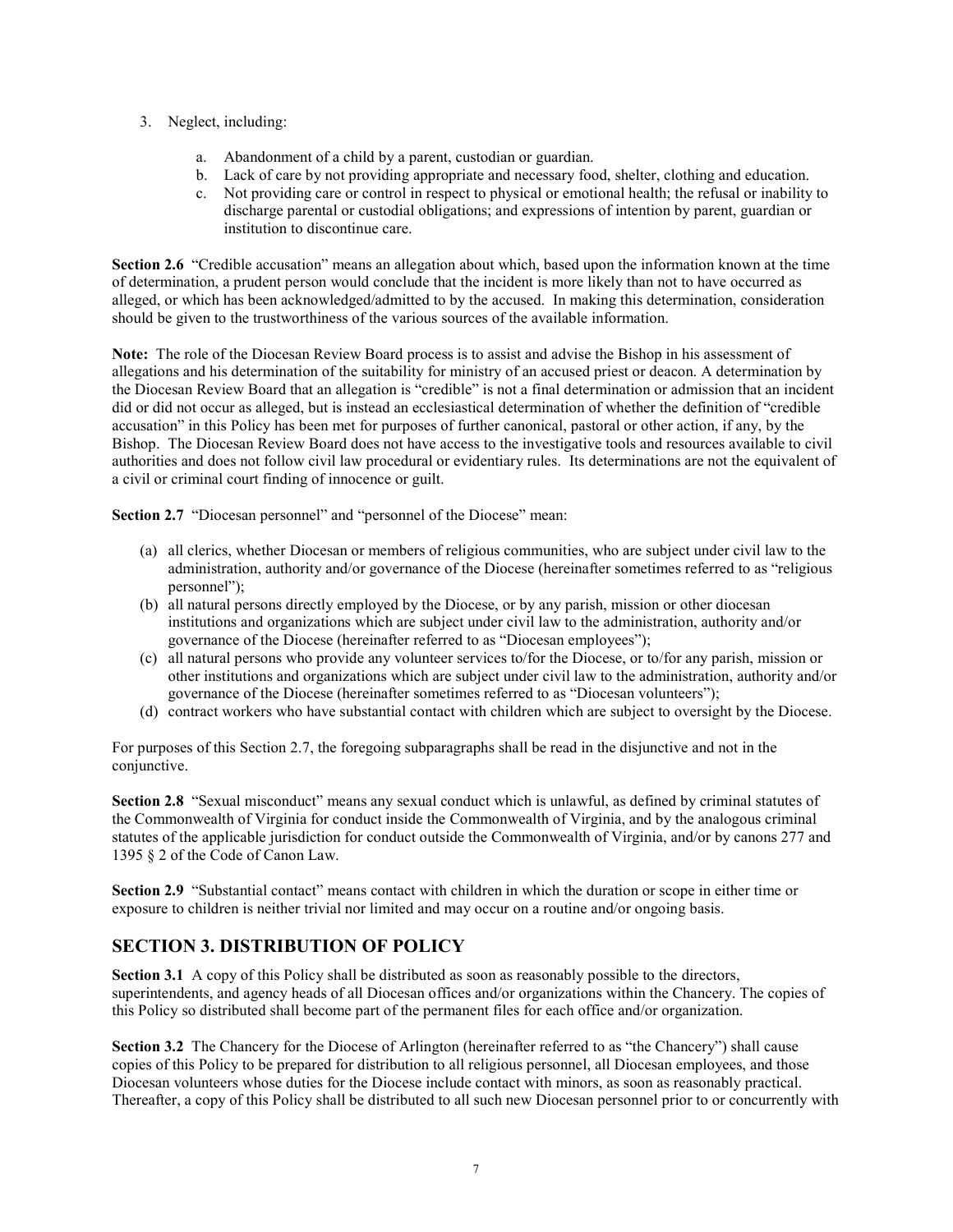3. Neglect, including:

    a. Abandonment of a child by a parent, custodian or guardian.
    b. Lack of care by not providing appropriate and necessary food, shelter, clothing and education.
    c. Not providing care or control in respect to physical or emotional health; the refusal or inability to discharge parental or custodial obligations; and expressions of intention by parent, guardian or institution to discontinue care.

**Section 2.6** "Credible accusation" means an allegation about which, based upon the information known at the time of determination, a prudent person would conclude that the incident is more likely than not to have occurred as alleged, or which has been acknowledged/admitted to by the accused. In making this determination, consideration should be given to the trustworthiness of the various sources of the available information.

**Note:** The role of the Diocesan Review Board process is to assist and advise the Bishop in his assessment of allegations and his determination of the suitability for ministry of an accused priest or deacon. A determination by the Diocesan Review Board that an allegation is "credible" is not a final determination or admission that an incident did or did not occur as alleged, but is instead an ecclesiastical determination of whether the definition of "credible accusation" in this Policy has been met for purposes of further canonical, pastoral or other action, if any, by the Bishop. The Diocesan Review Board does not have access to the investigative tools and resources available to civil authorities and does not follow civil law procedural or evidentiary rules. Its determinations are not the equivalent of a civil or criminal court finding of innocence or guilt.

**Section 2.7** "Diocesan personnel" and "personnel of the Diocese" mean:

(a) all clerics, whether Diocesan or members of religious communities, who are subject under civil law to the administration, authority and/or governance of the Diocese (hereinafter sometimes referred to as "religious personnel");
(b) all natural persons directly employed by the Diocese, or by any parish, mission or other diocesan institutions and organizations which are subject under civil law to the administration, authority and/or governance of the Diocese (hereinafter referred to as "Diocesan employees");
(c) all natural persons who provide any volunteer services to/for the Diocese, or to/for any parish, mission or other institutions and organizations which are subject under civil law to the administration, authority and/or governance of the Diocese (hereinafter sometimes referred to as "Diocesan volunteers");
(d) contract workers who have substantial contact with children which are subject to oversight by the Diocese.

For purposes of this Section 2.7, the foregoing subparagraphs shall be read in the disjunctive and not in the conjunctive.

**Section 2.8** "Sexual misconduct" means any sexual conduct which is unlawful, as defined by criminal statutes of the Commonwealth of Virginia for conduct inside the Commonwealth of Virginia, and by the analogous criminal statutes of the applicable jurisdiction for conduct outside the Commonwealth of Virginia, and/or by canons 277 and 1395 § 2 of the Code of Canon Law.

**Section 2.9** "Substantial contact" means contact with children in which the duration or scope in either time or exposure to children is neither trivial nor limited and may occur on a routine and/or ongoing basis.

## SECTION 3. DISTRIBUTION OF POLICY

**Section 3.1** A copy of this Policy shall be distributed as soon as reasonably possible to the directors, superintendents, and agency heads of all Diocesan offices and/or organizations within the Chancery. The copies of this Policy so distributed shall become part of the permanent files for each office and/or organization.

**Section 3.2** The Chancery for the Diocese of Arlington (hereinafter referred to as "the Chancery") shall cause copies of this Policy to be prepared for distribution to all religious personnel, all Diocesan employees, and those Diocesan volunteers whose duties for the Diocese include contact with minors, as soon as reasonably practical. Thereafter, a copy of this Policy shall be distributed to all such new Diocesan personnel prior to or concurrently with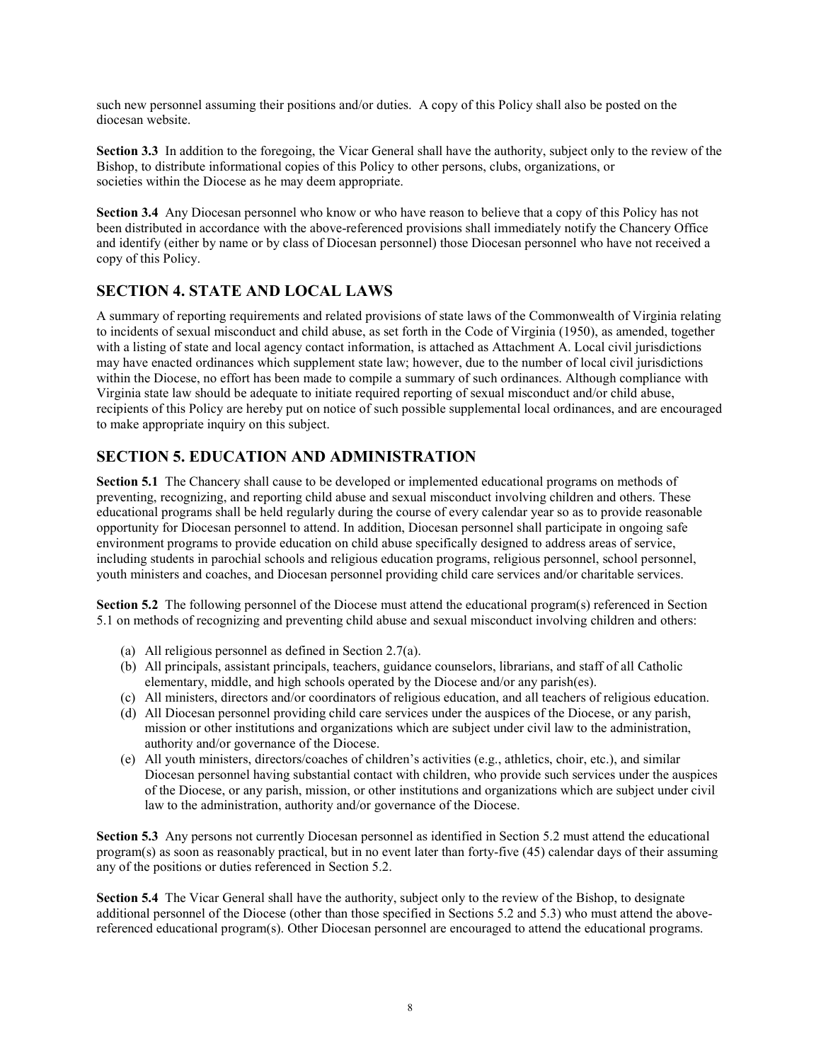such new personnel assuming their positions and/or duties. A copy of this Policy shall also be posted on the diocesan website.

**Section 3.3** In addition to the foregoing, the Vicar General shall have the authority, subject only to the review of the Bishop, to distribute informational copies of this Policy to other persons, clubs, organizations, or societies within the Diocese as he may deem appropriate.

**Section 3.4** Any Diocesan personnel who know or who have reason to believe that a copy of this Policy has not been distributed in accordance with the above-referenced provisions shall immediately notify the Chancery Office and identify (either by name or by class of Diocesan personnel) those Diocesan personnel who have not received a copy of this Policy.

## SECTION 4. STATE AND LOCAL LAWS

A summary of reporting requirements and related provisions of state laws of the Commonwealth of Virginia relating to incidents of sexual misconduct and child abuse, as set forth in the Code of Virginia (1950), as amended, together with a listing of state and local agency contact information, is attached as Attachment A. Local civil jurisdictions may have enacted ordinances which supplement state law; however, due to the number of local civil jurisdictions within the Diocese, no effort has been made to compile a summary of such ordinances. Although compliance with Virginia state law should be adequate to initiate required reporting of sexual misconduct and/or child abuse, recipients of this Policy are hereby put on notice of such possible supplemental local ordinances, and are encouraged to make appropriate inquiry on this subject.

## SECTION 5. EDUCATION AND ADMINISTRATION

**Section 5.1** The Chancery shall cause to be developed or implemented educational programs on methods of preventing, recognizing, and reporting child abuse and sexual misconduct involving children and others. These educational programs shall be held regularly during the course of every calendar year so as to provide reasonable opportunity for Diocesan personnel to attend. In addition, Diocesan personnel shall participate in ongoing safe environment programs to provide education on child abuse specifically designed to address areas of service, including students in parochial schools and religious education programs, religious personnel, school personnel, youth ministers and coaches, and Diocesan personnel providing child care services and/or charitable services.

**Section 5.2** The following personnel of the Diocese must attend the educational program(s) referenced in Section 5.1 on methods of recognizing and preventing child abuse and sexual misconduct involving children and others:

(a) All religious personnel as defined in Section 2.7(a).
(b) All principals, assistant principals, teachers, guidance counselors, librarians, and staff of all Catholic elementary, middle, and high schools operated by the Diocese and/or any parish(es).
(c) All ministers, directors and/or coordinators of religious education, and all teachers of religious education.
(d) All Diocesan personnel providing child care services under the auspices of the Diocese, or any parish, mission or other institutions and organizations which are subject under civil law to the administration, authority and/or governance of the Diocese.
(e) All youth ministers, directors/coaches of children's activities (e.g., athletics, choir, etc.), and similar Diocesan personnel having substantial contact with children, who provide such services under the auspices of the Diocese, or any parish, mission, or other institutions and organizations which are subject under civil law to the administration, authority and/or governance of the Diocese.

**Section 5.3** Any persons not currently Diocesan personnel as identified in Section 5.2 must attend the educational program(s) as soon as reasonably practical, but in no event later than forty-five (45) calendar days of their assuming any of the positions or duties referenced in Section 5.2.

**Section 5.4** The Vicar General shall have the authority, subject only to the review of the Bishop, to designate additional personnel of the Diocese (other than those specified in Sections 5.2 and 5.3) who must attend the above-referenced educational program(s). Other Diocesan personnel are encouraged to attend the educational programs.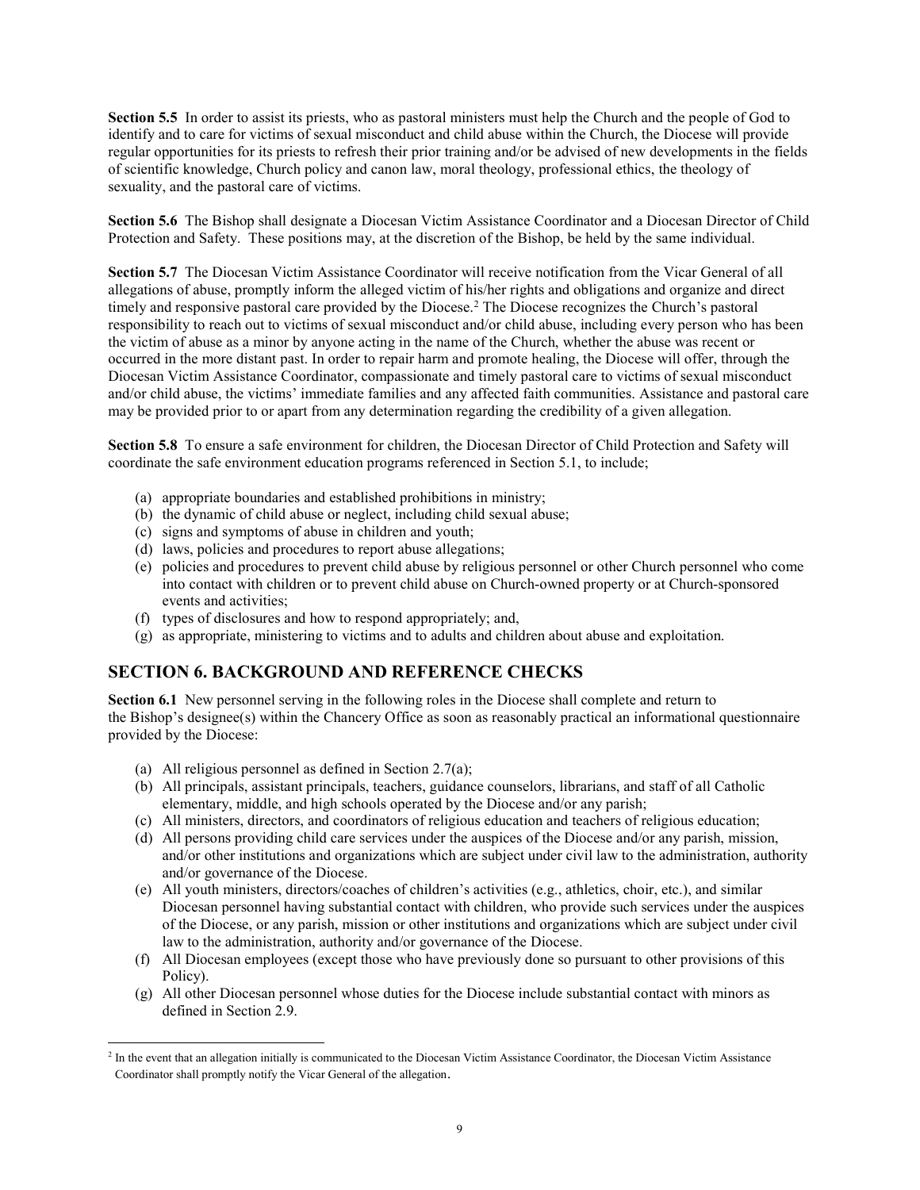**Section 5.5** In order to assist its priests, who as pastoral ministers must help the Church and the people of God to identify and to care for victims of sexual misconduct and child abuse within the Church, the Diocese will provide regular opportunities for its priests to refresh their prior training and/or be advised of new developments in the fields of scientific knowledge, Church policy and canon law, moral theology, professional ethics, the theology of sexuality, and the pastoral care of victims.

**Section 5.6** The Bishop shall designate a Diocesan Victim Assistance Coordinator and a Diocesan Director of Child Protection and Safety. These positions may, at the discretion of the Bishop, be held by the same individual.

**Section 5.7** The Diocesan Victim Assistance Coordinator will receive notification from the Vicar General of all allegations of abuse, promptly inform the alleged victim of his/her rights and obligations and organize and direct timely and responsive pastoral care provided by the Diocese.[2] The Diocese recognizes the Church's pastoral responsibility to reach out to victims of sexual misconduct and/or child abuse, including every person who has been the victim of abuse as a minor by anyone acting in the name of the Church, whether the abuse was recent or occurred in the more distant past. In order to repair harm and promote healing, the Diocese will offer, through the Diocesan Victim Assistance Coordinator, compassionate and timely pastoral care to victims of sexual misconduct and/or child abuse, the victims' immediate families and any affected faith communities. Assistance and pastoral care may be provided prior to or apart from any determination regarding the credibility of a given allegation.

**Section 5.8** To ensure a safe environment for children, the Diocesan Director of Child Protection and Safety will coordinate the safe environment education programs referenced in Section 5.1, to include;

- (a) appropriate boundaries and established prohibitions in ministry;
- (b) the dynamic of child abuse or neglect, including child sexual abuse;
- (c) signs and symptoms of abuse in children and youth;
- (d) laws, policies and procedures to report abuse allegations;
- (e) policies and procedures to prevent child abuse by religious personnel or other Church personnel who come into contact with children or to prevent child abuse on Church-owned property or at Church-sponsored events and activities;
- (f) types of disclosures and how to respond appropriately; and,
- (g) as appropriate, ministering to victims and to adults and children about abuse and exploitation.

## SECTION 6. BACKGROUND AND REFERENCE CHECKS

**Section 6.1** New personnel serving in the following roles in the Diocese shall complete and return to the Bishop's designee(s) within the Chancery Office as soon as reasonably practical an informational questionnaire provided by the Diocese:

- (a) All religious personnel as defined in Section 2.7(a);
- (b) All principals, assistant principals, teachers, guidance counselors, librarians, and staff of all Catholic elementary, middle, and high schools operated by the Diocese and/or any parish;
- (c) All ministers, directors, and coordinators of religious education and teachers of religious education;
- (d) All persons providing child care services under the auspices of the Diocese and/or any parish, mission, and/or other institutions and organizations which are subject under civil law to the administration, authority and/or governance of the Diocese.
- (e) All youth ministers, directors/coaches of children's activities (e.g., athletics, choir, etc.), and similar Diocesan personnel having substantial contact with children, who provide such services under the auspices of the Diocese, or any parish, mission or other institutions and organizations which are subject under civil law to the administration, authority and/or governance of the Diocese.
- (f) All Diocesan employees (except those who have previously done so pursuant to other provisions of this Policy).
- (g) All other Diocesan personnel whose duties for the Diocese include substantial contact with minors as defined in Section 2.9.

---

[2] In the event that an allegation initially is communicated to the Diocesan Victim Assistance Coordinator, the Diocesan Victim Assistance Coordinator shall promptly notify the Vicar General of the allegation.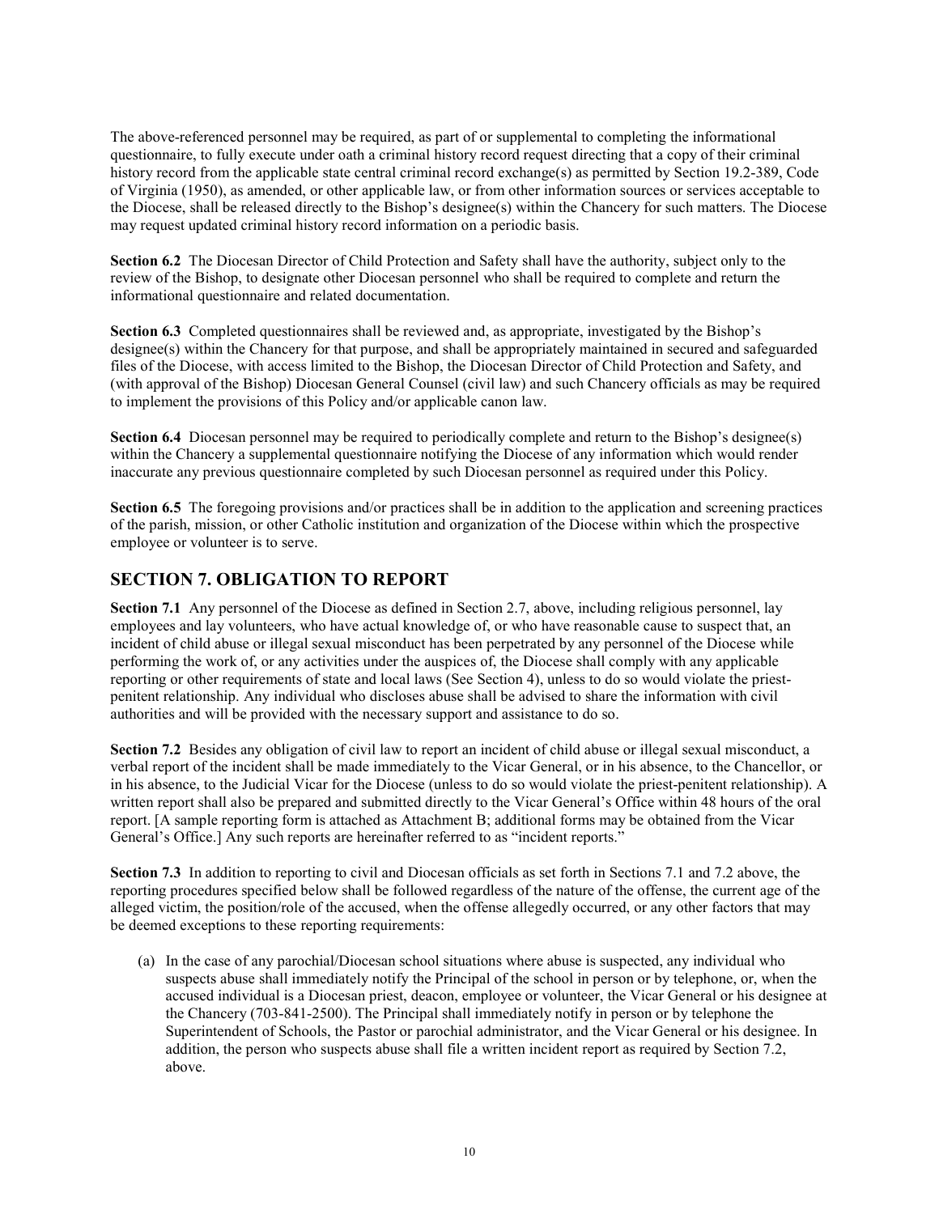The above-referenced personnel may be required, as part of or supplemental to completing the informational questionnaire, to fully execute under oath a criminal history record request directing that a copy of their criminal history record from the applicable state central criminal record exchange(s) as permitted by Section 19.2-389, Code of Virginia (1950), as amended, or other applicable law, or from other information sources or services acceptable to the Diocese, shall be released directly to the Bishop's designee(s) within the Chancery for such matters. The Diocese may request updated criminal history record information on a periodic basis.

**Section 6.2** The Diocesan Director of Child Protection and Safety shall have the authority, subject only to the review of the Bishop, to designate other Diocesan personnel who shall be required to complete and return the informational questionnaire and related documentation.

**Section 6.3** Completed questionnaires shall be reviewed and, as appropriate, investigated by the Bishop's designee(s) within the Chancery for that purpose, and shall be appropriately maintained in secured and safeguarded files of the Diocese, with access limited to the Bishop, the Diocesan Director of Child Protection and Safety, and (with approval of the Bishop) Diocesan General Counsel (civil law) and such Chancery officials as may be required to implement the provisions of this Policy and/or applicable canon law.

**Section 6.4** Diocesan personnel may be required to periodically complete and return to the Bishop's designee(s) within the Chancery a supplemental questionnaire notifying the Diocese of any information which would render inaccurate any previous questionnaire completed by such Diocesan personnel as required under this Policy.

**Section 6.5** The foregoing provisions and/or practices shall be in addition to the application and screening practices of the parish, mission, or other Catholic institution and organization of the Diocese within which the prospective employee or volunteer is to serve.

## SECTION 7. OBLIGATION TO REPORT

**Section 7.1** Any personnel of the Diocese as defined in Section 2.7, above, including religious personnel, lay employees and lay volunteers, who have actual knowledge of, or who have reasonable cause to suspect that, an incident of child abuse or illegal sexual misconduct has been perpetrated by any personnel of the Diocese while performing the work of, or any activities under the auspices of, the Diocese shall comply with any applicable reporting or other requirements of state and local laws (See Section 4), unless to do so would violate the priest-penitent relationship. Any individual who discloses abuse shall be advised to share the information with civil authorities and will be provided with the necessary support and assistance to do so.

**Section 7.2** Besides any obligation of civil law to report an incident of child abuse or illegal sexual misconduct, a verbal report of the incident shall be made immediately to the Vicar General, or in his absence, to the Chancellor, or in his absence, to the Judicial Vicar for the Diocese (unless to do so would violate the priest-penitent relationship). A written report shall also be prepared and submitted directly to the Vicar General's Office within 48 hours of the oral report. [A sample reporting form is attached as Attachment B; additional forms may be obtained from the Vicar General's Office.] Any such reports are hereinafter referred to as "incident reports."

**Section 7.3** In addition to reporting to civil and Diocesan officials as set forth in Sections 7.1 and 7.2 above, the reporting procedures specified below shall be followed regardless of the nature of the offense, the current age of the alleged victim, the position/role of the accused, when the offense allegedly occurred, or any other factors that may be deemed exceptions to these reporting requirements:

(a) In the case of any parochial/Diocesan school situations where abuse is suspected, any individual who suspects abuse shall immediately notify the Principal of the school in person or by telephone, or, when the accused individual is a Diocesan priest, deacon, employee or volunteer, the Vicar General or his designee at the Chancery (703-841-2500). The Principal shall immediately notify in person or by telephone the Superintendent of Schools, the Pastor or parochial administrator, and the Vicar General or his designee. In addition, the person who suspects abuse shall file a written incident report as required by Section 7.2, above.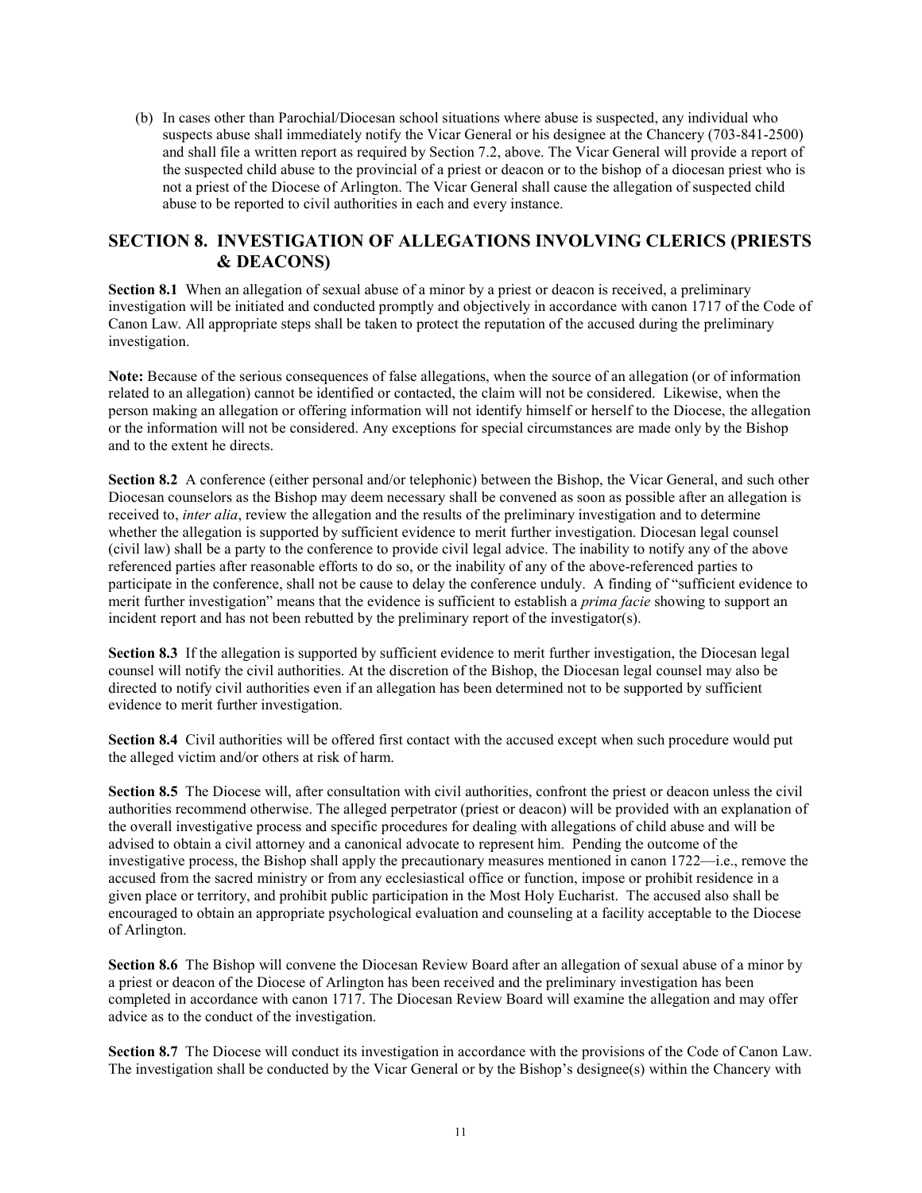(b) In cases other than Parochial/Diocesan school situations where abuse is suspected, any individual who suspects abuse shall immediately notify the Vicar General or his designee at the Chancery (703-841-2500) and shall file a written report as required by Section 7.2, above. The Vicar General will provide a report of the suspected child abuse to the provincial of a priest or deacon or to the bishop of a diocesan priest who is not a priest of the Diocese of Arlington. The Vicar General shall cause the allegation of suspected child abuse to be reported to civil authorities in each and every instance.

## SECTION 8. INVESTIGATION OF ALLEGATIONS INVOLVING CLERICS (PRIESTS & DEACONS)

**Section 8.1** When an allegation of sexual abuse of a minor by a priest or deacon is received, a preliminary investigation will be initiated and conducted promptly and objectively in accordance with canon 1717 of the Code of Canon Law. All appropriate steps shall be taken to protect the reputation of the accused during the preliminary investigation.

**Note:** Because of the serious consequences of false allegations, when the source of an allegation (or of information related to an allegation) cannot be identified or contacted, the claim will not be considered. Likewise, when the person making an allegation or offering information will not identify himself or herself to the Diocese, the allegation or the information will not be considered. Any exceptions for special circumstances are made only by the Bishop and to the extent he directs.

**Section 8.2** A conference (either personal and/or telephonic) between the Bishop, the Vicar General, and such other Diocesan counselors as the Bishop may deem necessary shall be convened as soon as possible after an allegation is received to, *inter alia*, review the allegation and the results of the preliminary investigation and to determine whether the allegation is supported by sufficient evidence to merit further investigation. Diocesan legal counsel (civil law) shall be a party to the conference to provide civil legal advice. The inability to notify any of the above referenced parties after reasonable efforts to do so, or the inability of any of the above-referenced parties to participate in the conference, shall not be cause to delay the conference unduly. A finding of "sufficient evidence to merit further investigation" means that the evidence is sufficient to establish a *prima facie* showing to support an incident report and has not been rebutted by the preliminary report of the investigator(s).

**Section 8.3** If the allegation is supported by sufficient evidence to merit further investigation, the Diocesan legal counsel will notify the civil authorities. At the discretion of the Bishop, the Diocesan legal counsel may also be directed to notify civil authorities even if an allegation has been determined not to be supported by sufficient evidence to merit further investigation.

**Section 8.4** Civil authorities will be offered first contact with the accused except when such procedure would put the alleged victim and/or others at risk of harm.

**Section 8.5** The Diocese will, after consultation with civil authorities, confront the priest or deacon unless the civil authorities recommend otherwise. The alleged perpetrator (priest or deacon) will be provided with an explanation of the overall investigative process and specific procedures for dealing with allegations of child abuse and will be advised to obtain a civil attorney and a canonical advocate to represent him. Pending the outcome of the investigative process, the Bishop shall apply the precautionary measures mentioned in canon 1722—i.e., remove the accused from the sacred ministry or from any ecclesiastical office or function, impose or prohibit residence in a given place or territory, and prohibit public participation in the Most Holy Eucharist. The accused also shall be encouraged to obtain an appropriate psychological evaluation and counseling at a facility acceptable to the Diocese of Arlington.

**Section 8.6** The Bishop will convene the Diocesan Review Board after an allegation of sexual abuse of a minor by a priest or deacon of the Diocese of Arlington has been received and the preliminary investigation has been completed in accordance with canon 1717. The Diocesan Review Board will examine the allegation and may offer advice as to the conduct of the investigation.

**Section 8.7** The Diocese will conduct its investigation in accordance with the provisions of the Code of Canon Law. The investigation shall be conducted by the Vicar General or by the Bishop's designee(s) within the Chancery with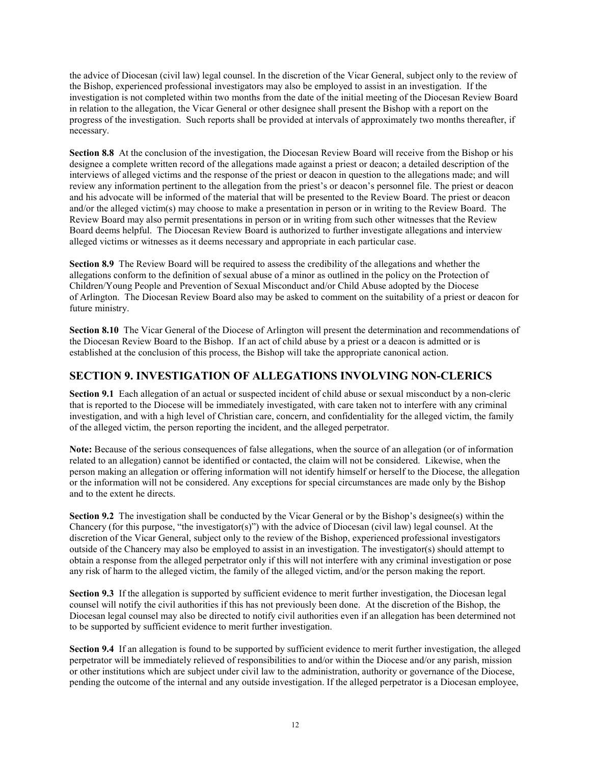the advice of Diocesan (civil law) legal counsel. In the discretion of the Vicar General, subject only to the review of the Bishop, experienced professional investigators may also be employed to assist in an investigation. If the investigation is not completed within two months from the date of the initial meeting of the Diocesan Review Board in relation to the allegation, the Vicar General or other designee shall present the Bishop with a report on the progress of the investigation. Such reports shall be provided at intervals of approximately two months thereafter, if necessary.

**Section 8.8** At the conclusion of the investigation, the Diocesan Review Board will receive from the Bishop or his designee a complete written record of the allegations made against a priest or deacon; a detailed description of the interviews of alleged victims and the response of the priest or deacon in question to the allegations made; and will review any information pertinent to the allegation from the priest's or deacon's personnel file. The priest or deacon and his advocate will be informed of the material that will be presented to the Review Board. The priest or deacon and/or the alleged victim(s) may choose to make a presentation in person or in writing to the Review Board. The Review Board may also permit presentations in person or in writing from such other witnesses that the Review Board deems helpful. The Diocesan Review Board is authorized to further investigate allegations and interview alleged victims or witnesses as it deems necessary and appropriate in each particular case.

**Section 8.9** The Review Board will be required to assess the credibility of the allegations and whether the allegations conform to the definition of sexual abuse of a minor as outlined in the policy on the Protection of Children/Young People and Prevention of Sexual Misconduct and/or Child Abuse adopted by the Diocese of Arlington. The Diocesan Review Board also may be asked to comment on the suitability of a priest or deacon for future ministry.

**Section 8.10** The Vicar General of the Diocese of Arlington will present the determination and recommendations of the Diocesan Review Board to the Bishop. If an act of child abuse by a priest or a deacon is admitted or is established at the conclusion of this process, the Bishop will take the appropriate canonical action.

## SECTION 9. INVESTIGATION OF ALLEGATIONS INVOLVING NON-CLERICS

**Section 9.1** Each allegation of an actual or suspected incident of child abuse or sexual misconduct by a non-cleric that is reported to the Diocese will be immediately investigated, with care taken not to interfere with any criminal investigation, and with a high level of Christian care, concern, and confidentiality for the alleged victim, the family of the alleged victim, the person reporting the incident, and the alleged perpetrator.

**Note:** Because of the serious consequences of false allegations, when the source of an allegation (or of information related to an allegation) cannot be identified or contacted, the claim will not be considered. Likewise, when the person making an allegation or offering information will not identify himself or herself to the Diocese, the allegation or the information will not be considered. Any exceptions for special circumstances are made only by the Bishop and to the extent he directs.

**Section 9.2** The investigation shall be conducted by the Vicar General or by the Bishop's designee(s) within the Chancery (for this purpose, "the investigator(s)") with the advice of Diocesan (civil law) legal counsel. At the discretion of the Vicar General, subject only to the review of the Bishop, experienced professional investigators outside of the Chancery may also be employed to assist in an investigation. The investigator(s) should attempt to obtain a response from the alleged perpetrator only if this will not interfere with any criminal investigation or pose any risk of harm to the alleged victim, the family of the alleged victim, and/or the person making the report.

**Section 9.3** If the allegation is supported by sufficient evidence to merit further investigation, the Diocesan legal counsel will notify the civil authorities if this has not previously been done. At the discretion of the Bishop, the Diocesan legal counsel may also be directed to notify civil authorities even if an allegation has been determined not to be supported by sufficient evidence to merit further investigation.

**Section 9.4** If an allegation is found to be supported by sufficient evidence to merit further investigation, the alleged perpetrator will be immediately relieved of responsibilities to and/or within the Diocese and/or any parish, mission or other institutions which are subject under civil law to the administration, authority or governance of the Diocese, pending the outcome of the internal and any outside investigation. If the alleged perpetrator is a Diocesan employee,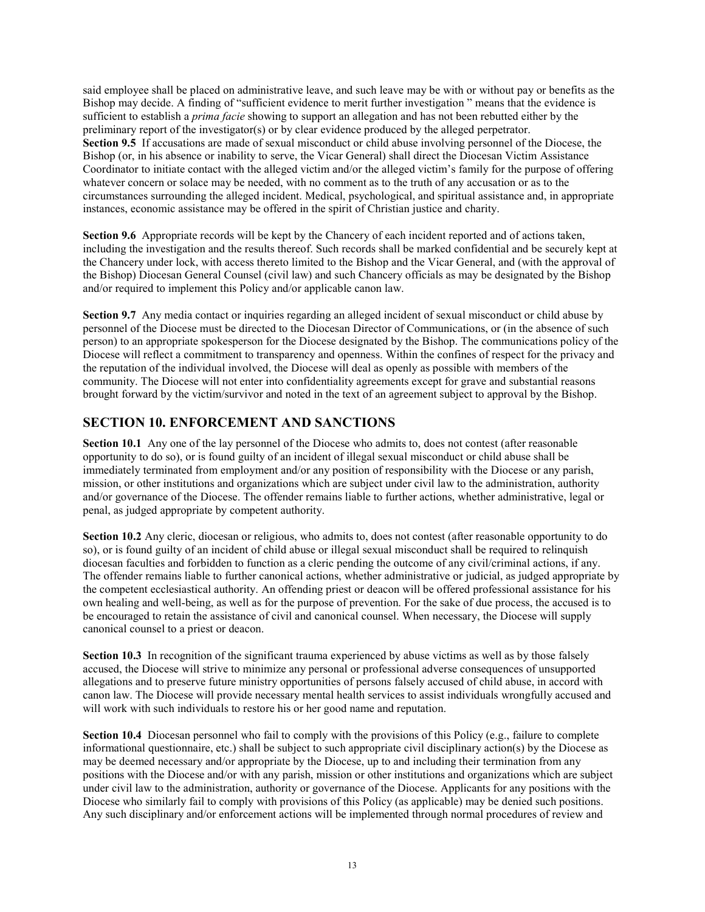said employee shall be placed on administrative leave, and such leave may be with or without pay or benefits as the Bishop may decide. A finding of "sufficient evidence to merit further investigation " means that the evidence is sufficient to establish a *prima facie* showing to support an allegation and has not been rebutted either by the preliminary report of the investigator(s) or by clear evidence produced by the alleged perpetrator.

**Section 9.5** If accusations are made of sexual misconduct or child abuse involving personnel of the Diocese, the Bishop (or, in his absence or inability to serve, the Vicar General) shall direct the Diocesan Victim Assistance Coordinator to initiate contact with the alleged victim and/or the alleged victim's family for the purpose of offering whatever concern or solace may be needed, with no comment as to the truth of any accusation or as to the circumstances surrounding the alleged incident. Medical, psychological, and spiritual assistance and, in appropriate instances, economic assistance may be offered in the spirit of Christian justice and charity.

**Section 9.6** Appropriate records will be kept by the Chancery of each incident reported and of actions taken, including the investigation and the results thereof. Such records shall be marked confidential and be securely kept at the Chancery under lock, with access thereto limited to the Bishop and the Vicar General, and (with the approval of the Bishop) Diocesan General Counsel (civil law) and such Chancery officials as may be designated by the Bishop and/or required to implement this Policy and/or applicable canon law.

**Section 9.7** Any media contact or inquiries regarding an alleged incident of sexual misconduct or child abuse by personnel of the Diocese must be directed to the Diocesan Director of Communications, or (in the absence of such person) to an appropriate spokesperson for the Diocese designated by the Bishop. The communications policy of the Diocese will reflect a commitment to transparency and openness. Within the confines of respect for the privacy and the reputation of the individual involved, the Diocese will deal as openly as possible with members of the community. The Diocese will not enter into confidentiality agreements except for grave and substantial reasons brought forward by the victim/survivor and noted in the text of an agreement subject to approval by the Bishop.

## SECTION 10. ENFORCEMENT AND SANCTIONS

**Section 10.1** Any one of the lay personnel of the Diocese who admits to, does not contest (after reasonable opportunity to do so), or is found guilty of an incident of illegal sexual misconduct or child abuse shall be immediately terminated from employment and/or any position of responsibility with the Diocese or any parish, mission, or other institutions and organizations which are subject under civil law to the administration, authority and/or governance of the Diocese. The offender remains liable to further actions, whether administrative, legal or penal, as judged appropriate by competent authority.

**Section 10.2** Any cleric, diocesan or religious, who admits to, does not contest (after reasonable opportunity to do so), or is found guilty of an incident of child abuse or illegal sexual misconduct shall be required to relinquish diocesan faculties and forbidden to function as a cleric pending the outcome of any civil/criminal actions, if any. The offender remains liable to further canonical actions, whether administrative or judicial, as judged appropriate by the competent ecclesiastical authority. An offending priest or deacon will be offered professional assistance for his own healing and well-being, as well as for the purpose of prevention. For the sake of due process, the accused is to be encouraged to retain the assistance of civil and canonical counsel. When necessary, the Diocese will supply canonical counsel to a priest or deacon.

**Section 10.3** In recognition of the significant trauma experienced by abuse victims as well as by those falsely accused, the Diocese will strive to minimize any personal or professional adverse consequences of unsupported allegations and to preserve future ministry opportunities of persons falsely accused of child abuse, in accord with canon law. The Diocese will provide necessary mental health services to assist individuals wrongfully accused and will work with such individuals to restore his or her good name and reputation.

**Section 10.4** Diocesan personnel who fail to comply with the provisions of this Policy (e.g., failure to complete informational questionnaire, etc.) shall be subject to such appropriate civil disciplinary action(s) by the Diocese as may be deemed necessary and/or appropriate by the Diocese, up to and including their termination from any positions with the Diocese and/or with any parish, mission or other institutions and organizations which are subject under civil law to the administration, authority or governance of the Diocese. Applicants for any positions with the Diocese who similarly fail to comply with provisions of this Policy (as applicable) may be denied such positions. Any such disciplinary and/or enforcement actions will be implemented through normal procedures of review and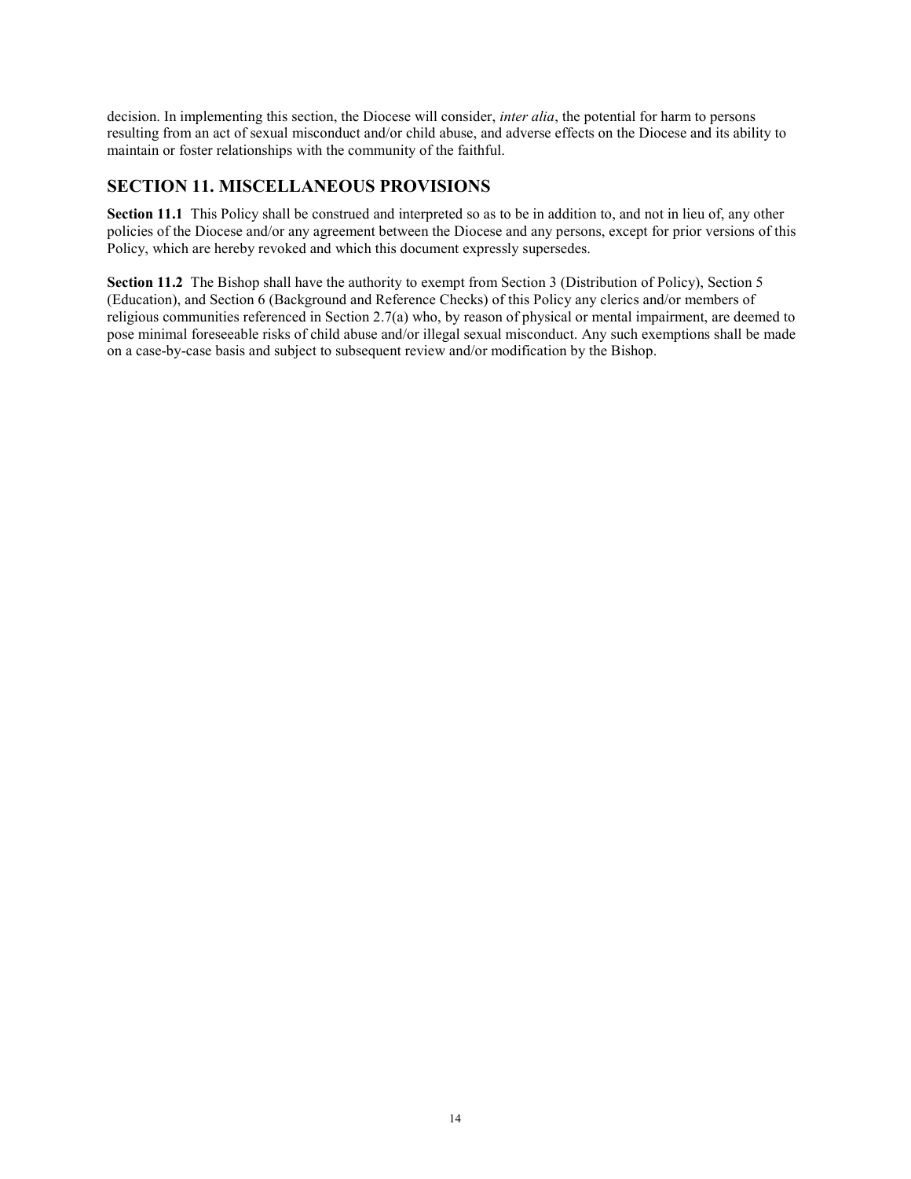decision. In implementing this section, the Diocese will consider, *inter alia*, the potential for harm to persons resulting from an act of sexual misconduct and/or child abuse, and adverse effects on the Diocese and its ability to maintain or foster relationships with the community of the faithful.

## SECTION 11. MISCELLANEOUS PROVISIONS

**Section 11.1** This Policy shall be construed and interpreted so as to be in addition to, and not in lieu of, any other policies of the Diocese and/or any agreement between the Diocese and any persons, except for prior versions of this Policy, which are hereby revoked and which this document expressly supersedes.

**Section 11.2** The Bishop shall have the authority to exempt from Section 3 (Distribution of Policy), Section 5 (Education), and Section 6 (Background and Reference Checks) of this Policy any clerics and/or members of religious communities referenced in Section 2.7(a) who, by reason of physical or mental impairment, are deemed to pose minimal foreseeable risks of child abuse and/or illegal sexual misconduct. Any such exemptions shall be made on a case-by-case basis and subject to subsequent review and/or modification by the Bishop.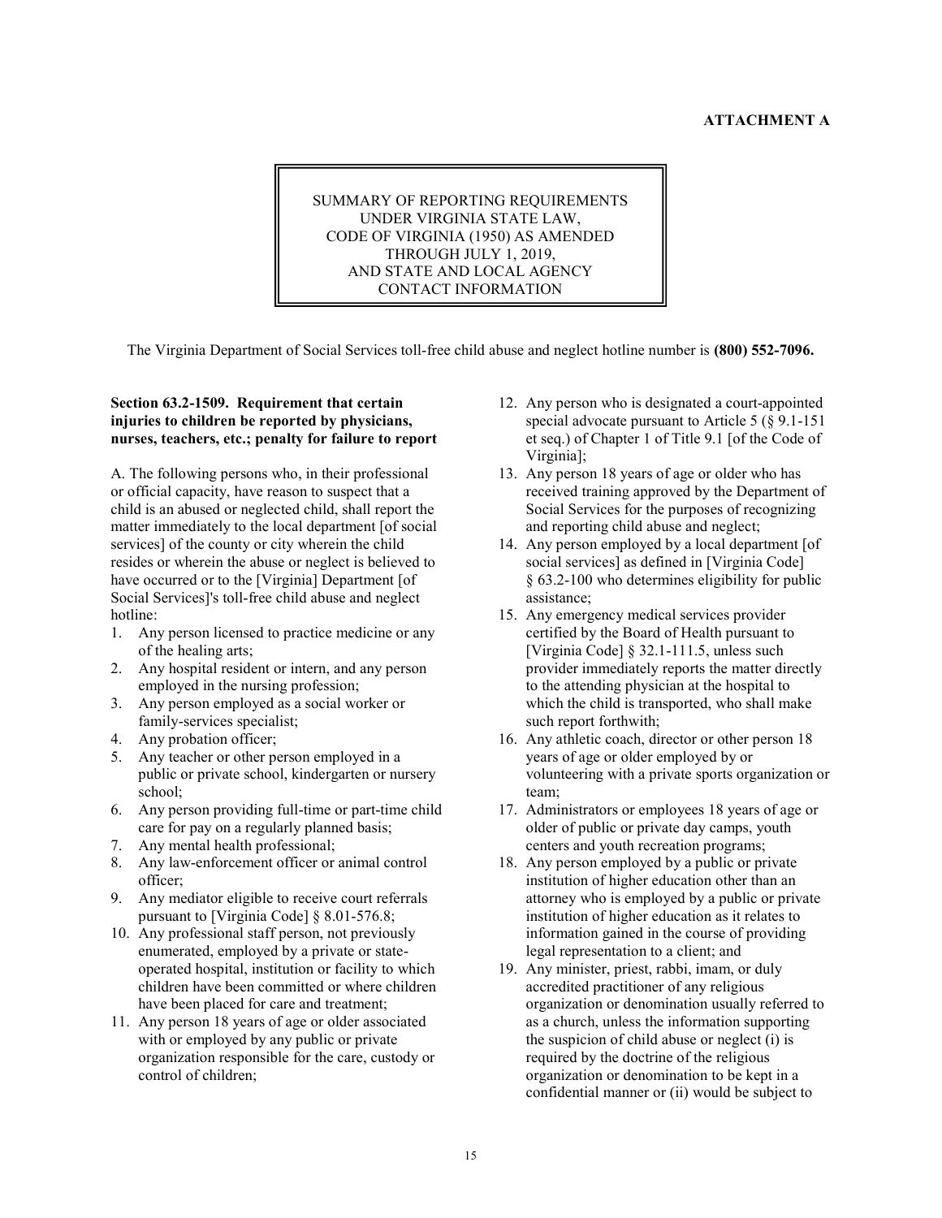**ATTACHMENT A**

SUMMARY OF REPORTING REQUIREMENTS
UNDER VIRGINIA STATE LAW,
CODE OF VIRGINIA (1950) AS AMENDED
THROUGH JULY 1, 2019,
AND STATE AND LOCAL AGENCY
CONTACT INFORMATION

The Virginia Department of Social Services toll-free child abuse and neglect hotline number is **(800) 552-7096.**

**Section 63.2-1509. Requirement that certain injuries to children be reported by physicians, nurses, teachers, etc.; penalty for failure to report**

A. The following persons who, in their professional or official capacity, have reason to suspect that a child is an abused or neglected child, shall report the matter immediately to the local department [of social services] of the county or city wherein the child resides or wherein the abuse or neglect is believed to have occurred or to the [Virginia] Department [of Social Services]'s toll-free child abuse and neglect hotline:

1. Any person licensed to practice medicine or any of the healing arts;
2. Any hospital resident or intern, and any person employed in the nursing profession;
3. Any person employed as a social worker or family-services specialist;
4. Any probation officer;
5. Any teacher or other person employed in a public or private school, kindergarten or nursery school;
6. Any person providing full-time or part-time child care for pay on a regularly planned basis;
7. Any mental health professional;
8. Any law-enforcement officer or animal control officer;
9. Any mediator eligible to receive court referrals pursuant to [Virginia Code] § 8.01-576.8;
10. Any professional staff person, not previously enumerated, employed by a private or state-operated hospital, institution or facility to which children have been committed or where children have been placed for care and treatment;
11. Any person 18 years of age or older associated with or employed by any public or private organization responsible for the care, custody or control of children;
12. Any person who is designated a court-appointed special advocate pursuant to Article 5 (§ 9.1-151 et seq.) of Chapter 1 of Title 9.1 [of the Code of Virginia];
13. Any person 18 years of age or older who has received training approved by the Department of Social Services for the purposes of recognizing and reporting child abuse and neglect;
14. Any person employed by a local department [of social services] as defined in [Virginia Code] § 63.2-100 who determines eligibility for public assistance;
15. Any emergency medical services provider certified by the Board of Health pursuant to [Virginia Code] § 32.1-111.5, unless such provider immediately reports the matter directly to the attending physician at the hospital to which the child is transported, who shall make such report forthwith;
16. Any athletic coach, director or other person 18 years of age or older employed by or volunteering with a private sports organization or team;
17. Administrators or employees 18 years of age or older of public or private day camps, youth centers and youth recreation programs;
18. Any person employed by a public or private institution of higher education other than an attorney who is employed by a public or private institution of higher education as it relates to information gained in the course of providing legal representation to a client; and
19. Any minister, priest, rabbi, imam, or duly accredited practitioner of any religious organization or denomination usually referred to as a church, unless the information supporting the suspicion of child abuse or neglect (i) is required by the doctrine of the religious organization or denomination to be kept in a confidential manner or (ii) would be subject to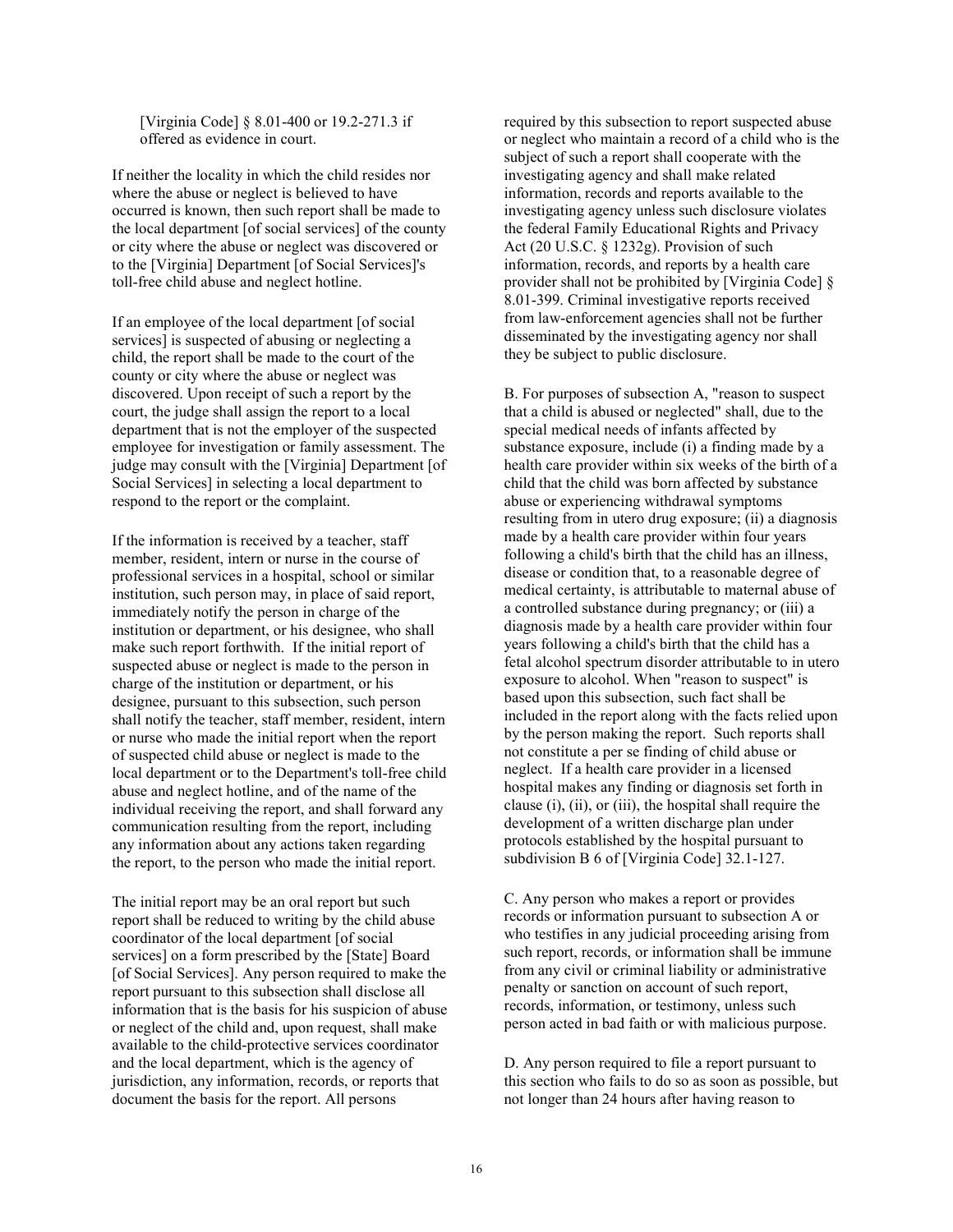[Virginia Code] § 8.01-400 or 19.2-271.3 if offered as evidence in court.

If neither the locality in which the child resides nor where the abuse or neglect is believed to have occurred is known, then such report shall be made to the local department [of social services] of the county or city where the abuse or neglect was discovered or to the [Virginia] Department [of Social Services]'s toll-free child abuse and neglect hotline.

If an employee of the local department [of social services] is suspected of abusing or neglecting a child, the report shall be made to the court of the county or city where the abuse or neglect was discovered. Upon receipt of such a report by the court, the judge shall assign the report to a local department that is not the employer of the suspected employee for investigation or family assessment. The judge may consult with the [Virginia] Department [of Social Services] in selecting a local department to respond to the report or the complaint.

If the information is received by a teacher, staff member, resident, intern or nurse in the course of professional services in a hospital, school or similar institution, such person may, in place of said report, immediately notify the person in charge of the institution or department, or his designee, who shall make such report forthwith. If the initial report of suspected abuse or neglect is made to the person in charge of the institution or department, or his designee, pursuant to this subsection, such person shall notify the teacher, staff member, resident, intern or nurse who made the initial report when the report of suspected child abuse or neglect is made to the local department or to the Department's toll-free child abuse and neglect hotline, and of the name of the individual receiving the report, and shall forward any communication resulting from the report, including any information about any actions taken regarding the report, to the person who made the initial report.

The initial report may be an oral report but such report shall be reduced to writing by the child abuse coordinator of the local department [of social services] on a form prescribed by the [State] Board [of Social Services]. Any person required to make the report pursuant to this subsection shall disclose all information that is the basis for his suspicion of abuse or neglect of the child and, upon request, shall make available to the child-protective services coordinator and the local department, which is the agency of jurisdiction, any information, records, or reports that document the basis for the report. All persons required by this subsection to report suspected abuse or neglect who maintain a record of a child who is the subject of such a report shall cooperate with the investigating agency and shall make related information, records and reports available to the investigating agency unless such disclosure violates the federal Family Educational Rights and Privacy Act (20 U.S.C. § 1232g). Provision of such information, records, and reports by a health care provider shall not be prohibited by [Virginia Code] § 8.01-399. Criminal investigative reports received from law-enforcement agencies shall not be further disseminated by the investigating agency nor shall they be subject to public disclosure.

B. For purposes of subsection A, "reason to suspect that a child is abused or neglected" shall, due to the special medical needs of infants affected by substance exposure, include (i) a finding made by a health care provider within six weeks of the birth of a child that the child was born affected by substance abuse or experiencing withdrawal symptoms resulting from in utero drug exposure; (ii) a diagnosis made by a health care provider within four years following a child's birth that the child has an illness, disease or condition that, to a reasonable degree of medical certainty, is attributable to maternal abuse of a controlled substance during pregnancy; or (iii) a diagnosis made by a health care provider within four years following a child's birth that the child has a fetal alcohol spectrum disorder attributable to in utero exposure to alcohol. When "reason to suspect" is based upon this subsection, such fact shall be included in the report along with the facts relied upon by the person making the report. Such reports shall not constitute a per se finding of child abuse or neglect. If a health care provider in a licensed hospital makes any finding or diagnosis set forth in clause (i), (ii), or (iii), the hospital shall require the development of a written discharge plan under protocols established by the hospital pursuant to subdivision B 6 of [Virginia Code] 32.1-127.

C. Any person who makes a report or provides records or information pursuant to subsection A or who testifies in any judicial proceeding arising from such report, records, or information shall be immune from any civil or criminal liability or administrative penalty or sanction on account of such report, records, information, or testimony, unless such person acted in bad faith or with malicious purpose.

D. Any person required to file a report pursuant to this section who fails to do so as soon as possible, but not longer than 24 hours after having reason to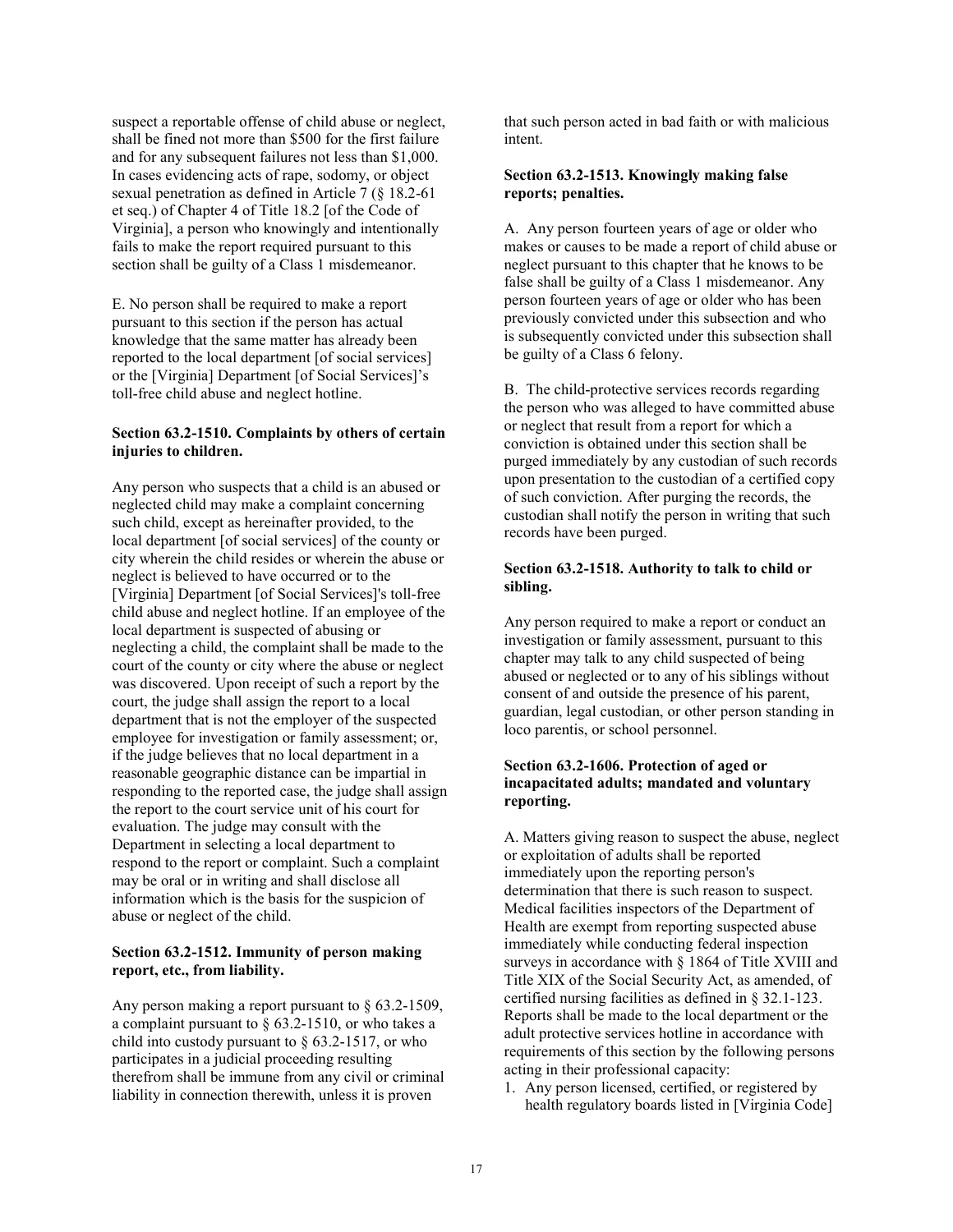suspect a reportable offense of child abuse or neglect, shall be fined not more than $500 for the first failure and for any subsequent failures not less than $1,000. In cases evidencing acts of rape, sodomy, or object sexual penetration as defined in Article 7 (§ 18.2-61 et seq.) of Chapter 4 of Title 18.2 [of the Code of Virginia], a person who knowingly and intentionally fails to make the report required pursuant to this section shall be guilty of a Class 1 misdemeanor.

E. No person shall be required to make a report pursuant to this section if the person has actual knowledge that the same matter has already been reported to the local department [of social services] or the [Virginia] Department [of Social Services]'s toll-free child abuse and neglect hotline.

**Section 63.2-1510. Complaints by others of certain injuries to children.**

Any person who suspects that a child is an abused or neglected child may make a complaint concerning such child, except as hereinafter provided, to the local department [of social services] of the county or city wherein the child resides or wherein the abuse or neglect is believed to have occurred or to the [Virginia] Department [of Social Services]'s toll-free child abuse and neglect hotline. If an employee of the local department is suspected of abusing or neglecting a child, the complaint shall be made to the court of the county or city where the abuse or neglect was discovered. Upon receipt of such a report by the court, the judge shall assign the report to a local department that is not the employer of the suspected employee for investigation or family assessment; or, if the judge believes that no local department in a reasonable geographic distance can be impartial in responding to the reported case, the judge shall assign the report to the court service unit of his court for evaluation. The judge may consult with the Department in selecting a local department to respond to the report or complaint. Such a complaint may be oral or in writing and shall disclose all information which is the basis for the suspicion of abuse or neglect of the child.

**Section 63.2-1512. Immunity of person making report, etc., from liability.**

Any person making a report pursuant to § 63.2-1509, a complaint pursuant to § 63.2-1510, or who takes a child into custody pursuant to § 63.2-1517, or who participates in a judicial proceeding resulting therefrom shall be immune from any civil or criminal liability in connection therewith, unless it is proven that such person acted in bad faith or with malicious intent.

**Section 63.2-1513. Knowingly making false reports; penalties.**

A. Any person fourteen years of age or older who makes or causes to be made a report of child abuse or neglect pursuant to this chapter that he knows to be false shall be guilty of a Class 1 misdemeanor. Any person fourteen years of age or older who has been previously convicted under this subsection and who is subsequently convicted under this subsection shall be guilty of a Class 6 felony.

B. The child-protective services records regarding the person who was alleged to have committed abuse or neglect that result from a report for which a conviction is obtained under this section shall be purged immediately by any custodian of such records upon presentation to the custodian of a certified copy of such conviction. After purging the records, the custodian shall notify the person in writing that such records have been purged.

**Section 63.2-1518. Authority to talk to child or sibling.**

Any person required to make a report or conduct an investigation or family assessment, pursuant to this chapter may talk to any child suspected of being abused or neglected or to any of his siblings without consent of and outside the presence of his parent, guardian, legal custodian, or other person standing in loco parentis, or school personnel.

**Section 63.2-1606. Protection of aged or incapacitated adults; mandated and voluntary reporting.**

A. Matters giving reason to suspect the abuse, neglect or exploitation of adults shall be reported immediately upon the reporting person's determination that there is such reason to suspect. Medical facilities inspectors of the Department of Health are exempt from reporting suspected abuse immediately while conducting federal inspection surveys in accordance with § 1864 of Title XVIII and Title XIX of the Social Security Act, as amended, of certified nursing facilities as defined in § 32.1-123. Reports shall be made to the local department or the adult protective services hotline in accordance with requirements of this section by the following persons acting in their professional capacity:

1. Any person licensed, certified, or registered by health regulatory boards listed in [Virginia Code]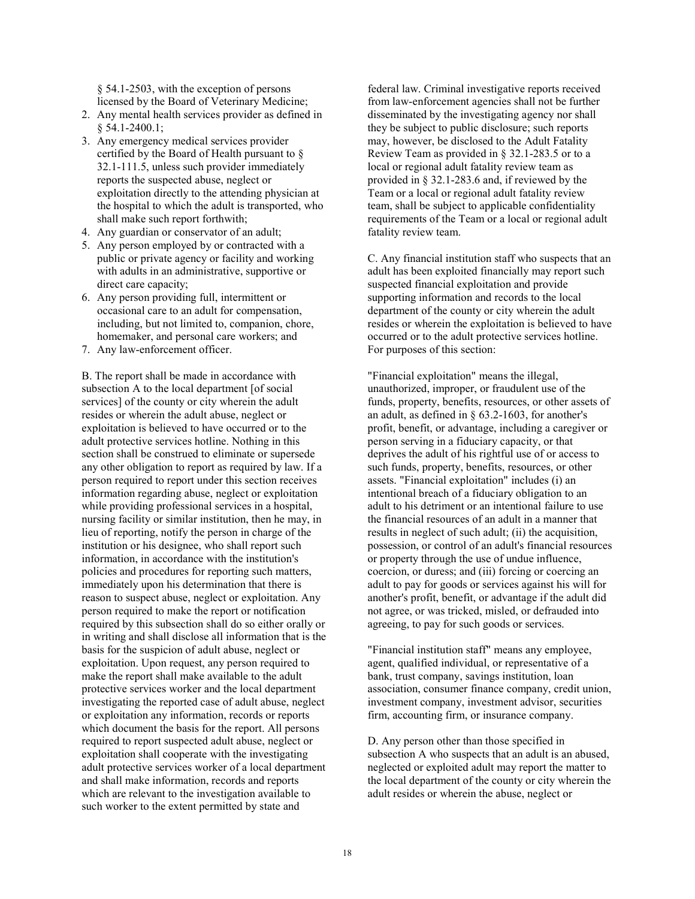§ 54.1-2503, with the exception of persons licensed by the Board of Veterinary Medicine;

2. Any mental health services provider as defined in § 54.1-2400.1;
3. Any emergency medical services provider certified by the Board of Health pursuant to § 32.1-111.5, unless such provider immediately reports the suspected abuse, neglect or exploitation directly to the attending physician at the hospital to which the adult is transported, who shall make such report forthwith;
4. Any guardian or conservator of an adult;
5. Any person employed by or contracted with a public or private agency or facility and working with adults in an administrative, supportive or direct care capacity;
6. Any person providing full, intermittent or occasional care to an adult for compensation, including, but not limited to, companion, chore, homemaker, and personal care workers; and
7. Any law-enforcement officer.

B. The report shall be made in accordance with subsection A to the local department [of social services] of the county or city wherein the adult resides or wherein the adult abuse, neglect or exploitation is believed to have occurred or to the adult protective services hotline. Nothing in this section shall be construed to eliminate or supersede any other obligation to report as required by law. If a person required to report under this section receives information regarding abuse, neglect or exploitation while providing professional services in a hospital, nursing facility or similar institution, then he may, in lieu of reporting, notify the person in charge of the institution or his designee, who shall report such information, in accordance with the institution's policies and procedures for reporting such matters, immediately upon his determination that there is reason to suspect abuse, neglect or exploitation. Any person required to make the report or notification required by this subsection shall do so either orally or in writing and shall disclose all information that is the basis for the suspicion of adult abuse, neglect or exploitation. Upon request, any person required to make the report shall make available to the adult protective services worker and the local department investigating the reported case of adult abuse, neglect or exploitation any information, records or reports which document the basis for the report. All persons required to report suspected adult abuse, neglect or exploitation shall cooperate with the investigating adult protective services worker of a local department and shall make information, records and reports which are relevant to the investigation available to such worker to the extent permitted by state and federal law. Criminal investigative reports received from law-enforcement agencies shall not be further disseminated by the investigating agency nor shall they be subject to public disclosure; such reports may, however, be disclosed to the Adult Fatality Review Team as provided in § 32.1-283.5 or to a local or regional adult fatality review team as provided in § 32.1-283.6 and, if reviewed by the Team or a local or regional adult fatality review team, shall be subject to applicable confidentiality requirements of the Team or a local or regional adult fatality review team.

C. Any financial institution staff who suspects that an adult has been exploited financially may report such suspected financial exploitation and provide supporting information and records to the local department of the county or city wherein the adult resides or wherein the exploitation is believed to have occurred or to the adult protective services hotline. For purposes of this section:

"Financial exploitation" means the illegal, unauthorized, improper, or fraudulent use of the funds, property, benefits, resources, or other assets of an adult, as defined in § 63.2-1603, for another's profit, benefit, or advantage, including a caregiver or person serving in a fiduciary capacity, or that deprives the adult of his rightful use of or access to such funds, property, benefits, resources, or other assets. "Financial exploitation" includes (i) an intentional breach of a fiduciary obligation to an adult to his detriment or an intentional failure to use the financial resources of an adult in a manner that results in neglect of such adult; (ii) the acquisition, possession, or control of an adult's financial resources or property through the use of undue influence, coercion, or duress; and (iii) forcing or coercing an adult to pay for goods or services against his will for another's profit, benefit, or advantage if the adult did not agree, or was tricked, misled, or defrauded into agreeing, to pay for such goods or services.

"Financial institution staff" means any employee, agent, qualified individual, or representative of a bank, trust company, savings institution, loan association, consumer finance company, credit union, investment company, investment advisor, securities firm, accounting firm, or insurance company.

D. Any person other than those specified in subsection A who suspects that an adult is an abused, neglected or exploited adult may report the matter to the local department of the county or city wherein the adult resides or wherein the abuse, neglect or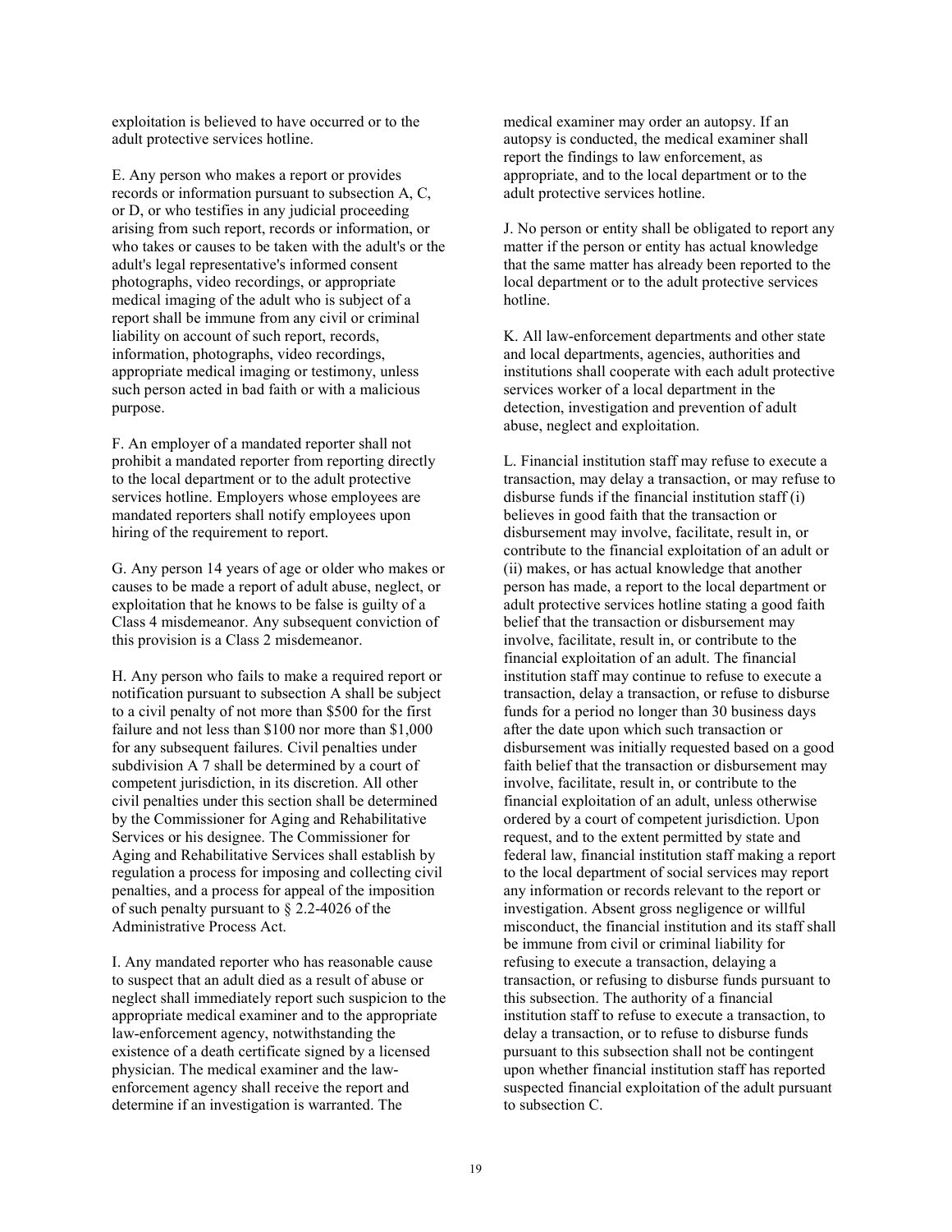exploitation is believed to have occurred or to the adult protective services hotline.

E. Any person who makes a report or provides records or information pursuant to subsection A, C, or D, or who testifies in any judicial proceeding arising from such report, records or information, or who takes or causes to be taken with the adult's or the adult's legal representative's informed consent photographs, video recordings, or appropriate medical imaging of the adult who is subject of a report shall be immune from any civil or criminal liability on account of such report, records, information, photographs, video recordings, appropriate medical imaging or testimony, unless such person acted in bad faith or with a malicious purpose.

F. An employer of a mandated reporter shall not prohibit a mandated reporter from reporting directly to the local department or to the adult protective services hotline. Employers whose employees are mandated reporters shall notify employees upon hiring of the requirement to report.

G. Any person 14 years of age or older who makes or causes to be made a report of adult abuse, neglect, or exploitation that he knows to be false is guilty of a Class 4 misdemeanor. Any subsequent conviction of this provision is a Class 2 misdemeanor.

H. Any person who fails to make a required report or notification pursuant to subsection A shall be subject to a civil penalty of not more than $500 for the first failure and not less than $100 nor more than $1,000 for any subsequent failures. Civil penalties under subdivision A 7 shall be determined by a court of competent jurisdiction, in its discretion. All other civil penalties under this section shall be determined by the Commissioner for Aging and Rehabilitative Services or his designee. The Commissioner for Aging and Rehabilitative Services shall establish by regulation a process for imposing and collecting civil penalties, and a process for appeal of the imposition of such penalty pursuant to § 2.2-4026 of the Administrative Process Act.

I. Any mandated reporter who has reasonable cause to suspect that an adult died as a result of abuse or neglect shall immediately report such suspicion to the appropriate medical examiner and to the appropriate law-enforcement agency, notwithstanding the existence of a death certificate signed by a licensed physician. The medical examiner and the law-enforcement agency shall receive the report and determine if an investigation is warranted. The medical examiner may order an autopsy. If an autopsy is conducted, the medical examiner shall report the findings to law enforcement, as appropriate, and to the local department or to the adult protective services hotline.

J. No person or entity shall be obligated to report any matter if the person or entity has actual knowledge that the same matter has already been reported to the local department or to the adult protective services hotline.

K. All law-enforcement departments and other state and local departments, agencies, authorities and institutions shall cooperate with each adult protective services worker of a local department in the detection, investigation and prevention of adult abuse, neglect and exploitation.

L. Financial institution staff may refuse to execute a transaction, may delay a transaction, or may refuse to disburse funds if the financial institution staff (i) believes in good faith that the transaction or disbursement may involve, facilitate, result in, or contribute to the financial exploitation of an adult or (ii) makes, or has actual knowledge that another person has made, a report to the local department or adult protective services hotline stating a good faith belief that the transaction or disbursement may involve, facilitate, result in, or contribute to the financial exploitation of an adult. The financial institution staff may continue to refuse to execute a transaction, delay a transaction, or refuse to disburse funds for a period no longer than 30 business days after the date upon which such transaction or disbursement was initially requested based on a good faith belief that the transaction or disbursement may involve, facilitate, result in, or contribute to the financial exploitation of an adult, unless otherwise ordered by a court of competent jurisdiction. Upon request, and to the extent permitted by state and federal law, financial institution staff making a report to the local department of social services may report any information or records relevant to the report or investigation. Absent gross negligence or willful misconduct, the financial institution and its staff shall be immune from civil or criminal liability for refusing to execute a transaction, delaying a transaction, or refusing to disburse funds pursuant to this subsection. The authority of a financial institution staff to refuse to execute a transaction, to delay a transaction, or to refuse to disburse funds pursuant to this subsection shall not be contingent upon whether financial institution staff has reported suspected financial exploitation of the adult pursuant to subsection C.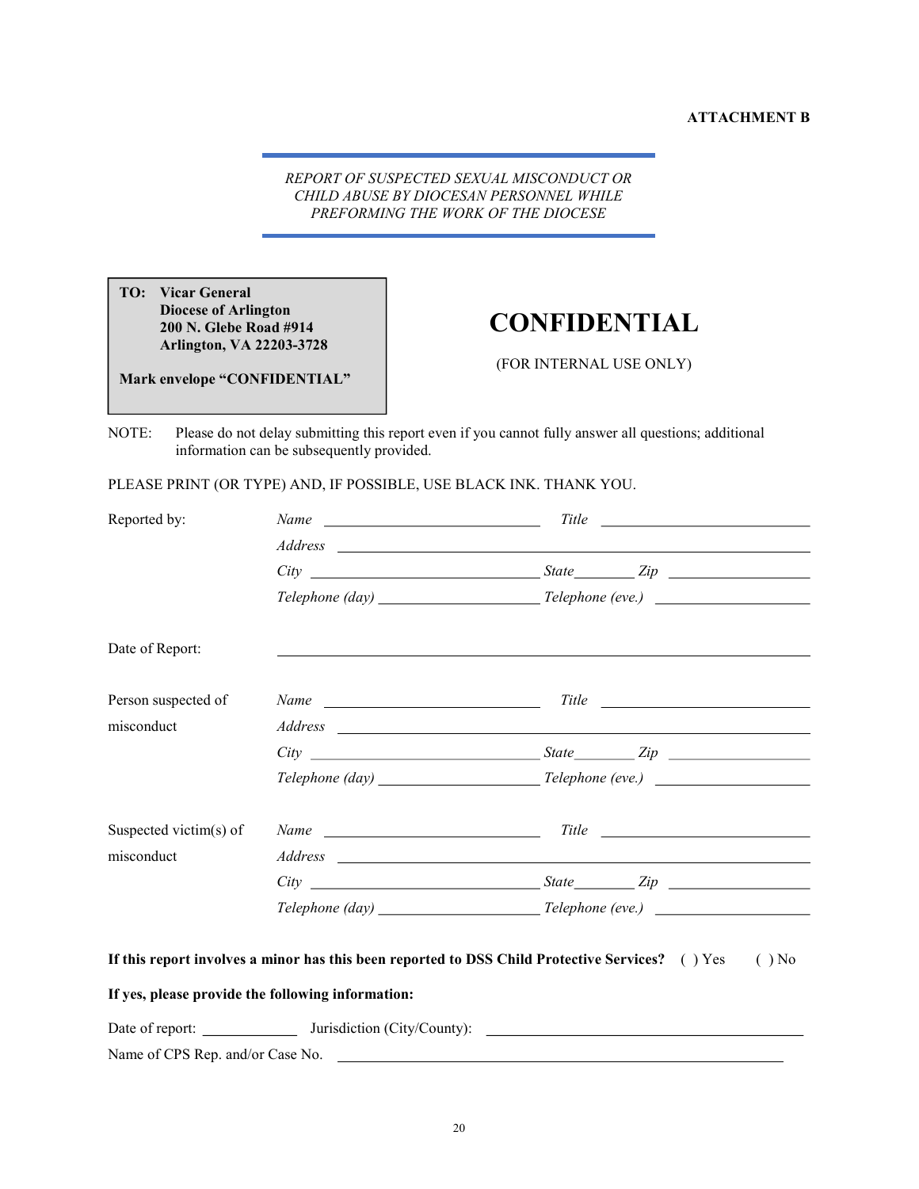**ATTACHMENT B**

*REPORT OF SUSPECTED SEXUAL MISCONDUCT OR CHILD ABUSE BY DIOCESAN PERSONNEL WHILE PREFORMING THE WORK OF THE DIOCESE*

**TO: Vicar General**
**Diocese of Arlington**
**200 N. Glebe Road #914**
**Arlington, VA 22203-3728**

**Mark envelope "CONFIDENTIAL"**

# CONFIDENTIAL

(FOR INTERNAL USE ONLY)

NOTE: Please do not delay submitting this report even if you cannot fully answer all questions; additional information can be subsequently provided.

PLEASE PRINT (OR TYPE) AND, IF POSSIBLE, USE BLACK INK. THANK YOU.

Reported by:
*Name* ____________________ *Title* ____________________
*Address* ________________________________________
*City* ____________________ *State* ________ *Zip* ____________
*Telephone (day)* ____________________ *Telephone (eve.)* ____________________

Date of Report: ________________________________________

Person suspected of misconduct
*Name* ____________________ *Title* ____________________
*Address* ________________________________________
*City* ____________________ *State* ________ *Zip* ____________
*Telephone (day)* ____________________ *Telephone (eve.)* ____________________

Suspected victim(s) of misconduct
*Name* ____________________ *Title* ____________________
*Address* ________________________________________
*City* ____________________ *State* ________ *Zip* ____________
*Telephone (day)* ____________________ *Telephone (eve.)* ____________________

**If this report involves a minor has this been reported to DSS Child Protective Services?** ( ) Yes ( ) No

**If yes, please provide the following information:**

Date of report: ____________ Jurisdiction (City/County): ________________________________

Name of CPS Rep. and/or Case No. ________________________________________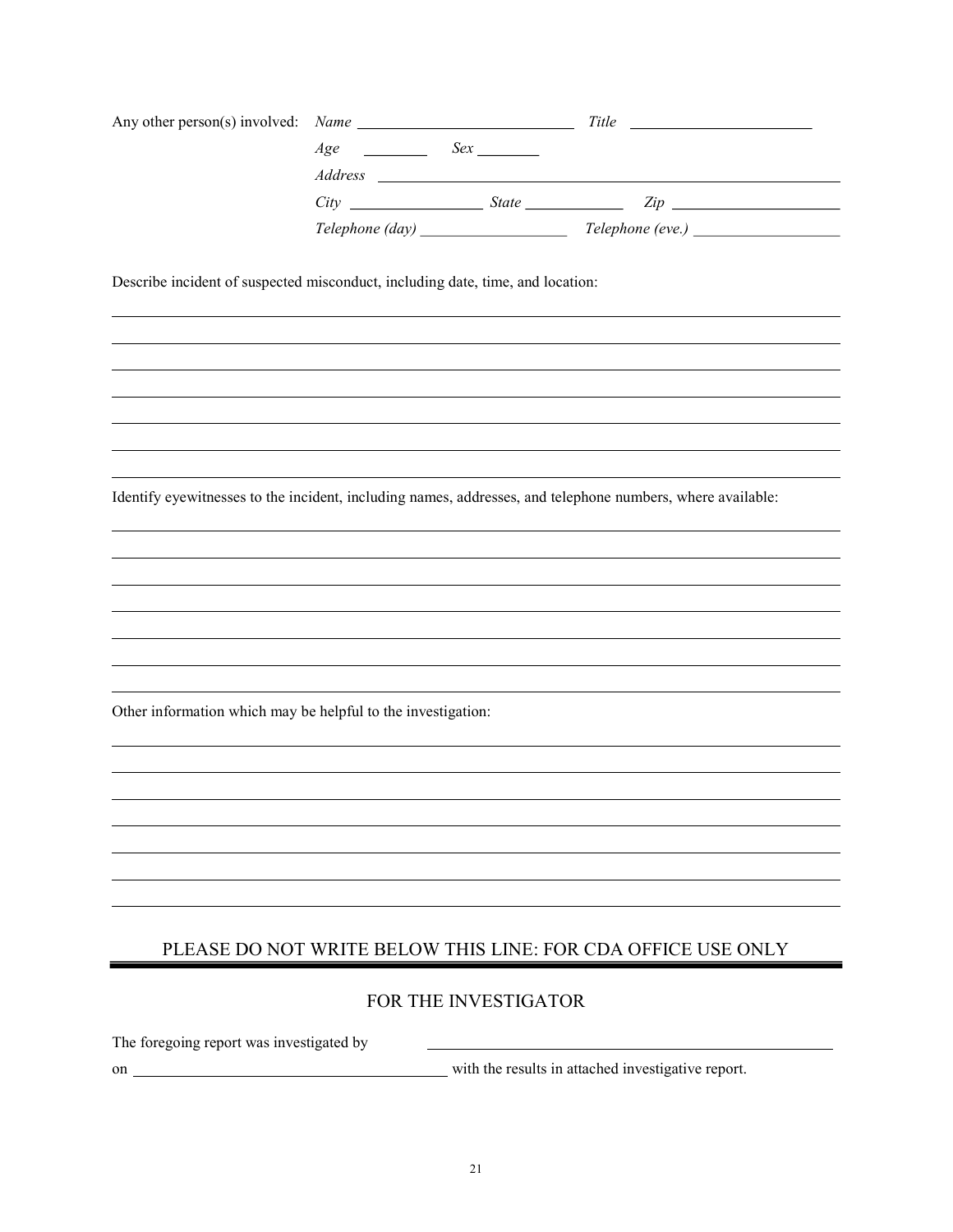Any other person(s) involved: *Name* ____________________________ *Title* ________________________

*Age* ________ *Sex* ________

*Address* ____________________________________________________________

*City* ________________ *State* ____________ *Zip* ____________________

*Telephone (day)* __________________ *Telephone (eve.)* __________________

Describe incident of suspected misconduct, including date, time, and location:

______________________________________________________________________________

______________________________________________________________________________

______________________________________________________________________________

______________________________________________________________________________

______________________________________________________________________________

______________________________________________________________________________

______________________________________________________________________________

Identify eyewitnesses to the incident, including names, addresses, and telephone numbers, where available:

______________________________________________________________________________

______________________________________________________________________________

______________________________________________________________________________

______________________________________________________________________________

______________________________________________________________________________

______________________________________________________________________________

______________________________________________________________________________

Other information which may be helpful to the investigation:

______________________________________________________________________________

______________________________________________________________________________

______________________________________________________________________________

______________________________________________________________________________

______________________________________________________________________________

______________________________________________________________________________

______________________________________________________________________________

## PLEASE DO NOT WRITE BELOW THIS LINE: FOR CDA OFFICE USE ONLY

---

### FOR THE INVESTIGATOR

The foregoing report was investigated by ______________________________________________

on ________________________________________ with the results in attached investigative report.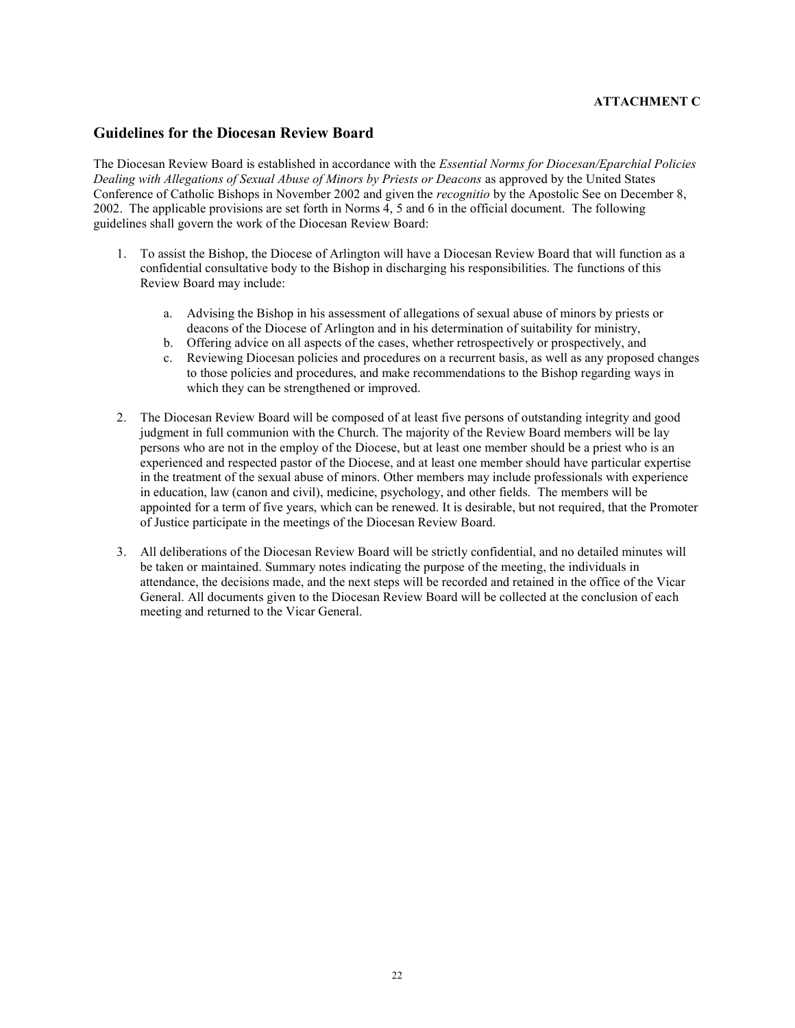**ATTACHMENT C**

## Guidelines for the Diocesan Review Board

The Diocesan Review Board is established in accordance with the *Essential Norms for Diocesan/Eparchial Policies Dealing with Allegations of Sexual Abuse of Minors by Priests or Deacons* as approved by the United States Conference of Catholic Bishops in November 2002 and given the *recognitio* by the Apostolic See on December 8, 2002. The applicable provisions are set forth in Norms 4, 5 and 6 in the official document. The following guidelines shall govern the work of the Diocesan Review Board:

1. To assist the Bishop, the Diocese of Arlington will have a Diocesan Review Board that will function as a confidential consultative body to the Bishop in discharging his responsibilities. The functions of this Review Board may include:

   a. Advising the Bishop in his assessment of allegations of sexual abuse of minors by priests or deacons of the Diocese of Arlington and in his determination of suitability for ministry,
   b. Offering advice on all aspects of the cases, whether retrospectively or prospectively, and
   c. Reviewing Diocesan policies and procedures on a recurrent basis, as well as any proposed changes to those policies and procedures, and make recommendations to the Bishop regarding ways in which they can be strengthened or improved.

2. The Diocesan Review Board will be composed of at least five persons of outstanding integrity and good judgment in full communion with the Church. The majority of the Review Board members will be lay persons who are not in the employ of the Diocese, but at least one member should be a priest who is an experienced and respected pastor of the Diocese, and at least one member should have particular expertise in the treatment of the sexual abuse of minors. Other members may include professionals with experience in education, law (canon and civil), medicine, psychology, and other fields. The members will be appointed for a term of five years, which can be renewed. It is desirable, but not required, that the Promoter of Justice participate in the meetings of the Diocesan Review Board.

3. All deliberations of the Diocesan Review Board will be strictly confidential, and no detailed minutes will be taken or maintained. Summary notes indicating the purpose of the meeting, the individuals in attendance, the decisions made, and the next steps will be recorded and retained in the office of the Vicar General. All documents given to the Diocesan Review Board will be collected at the conclusion of each meeting and returned to the Vicar General.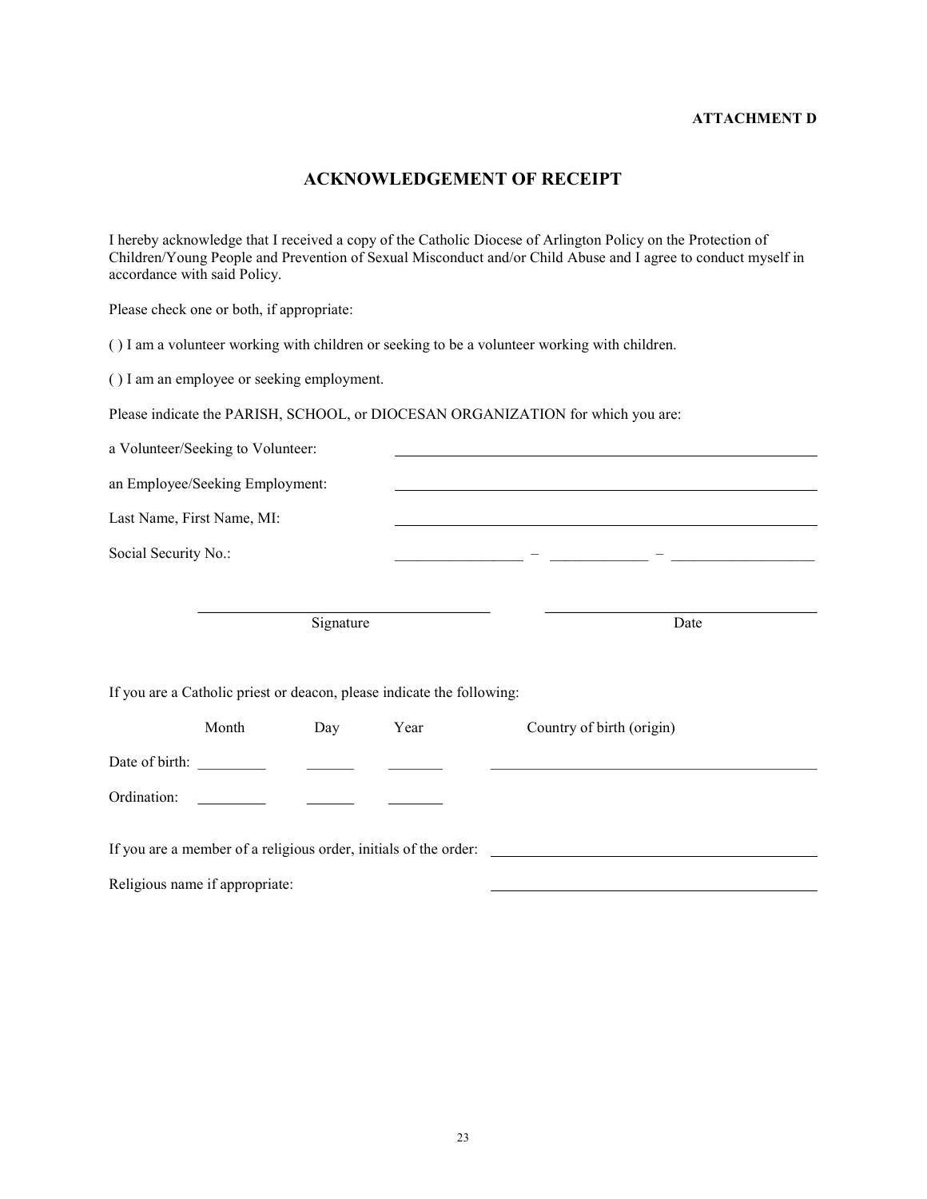**ATTACHMENT D**

## ACKNOWLEDGEMENT OF RECEIPT

I hereby acknowledge that I received a copy of the Catholic Diocese of Arlington Policy on the Protection of Children/Young People and Prevention of Sexual Misconduct and/or Child Abuse and I agree to conduct myself in accordance with said Policy.

Please check one or both, if appropriate:

( ) I am a volunteer working with children or seeking to be a volunteer working with children.

( ) I am an employee or seeking employment.

Please indicate the PARISH, SCHOOL, or DIOCESAN ORGANIZATION for which you are:

a Volunteer/Seeking to Volunteer: ______________________________

an Employee/Seeking Employment: ______________________________

Last Name, First Name, MI: ______________________________

Social Security No.: __________ – __________ – __________

______________________ ______________________
Signature Date

If you are a Catholic priest or deacon, please indicate the following:

| | Month | Day | Year | Country of birth (origin) |
|---|---|---|---|---|
| Date of birth: | _______ | _______ | _______ | ______________________ |
| Ordination: | _______ | _______ | _______ | |

If you are a member of a religious order, initials of the order: ______________________

Religious name if appropriate: ______________________